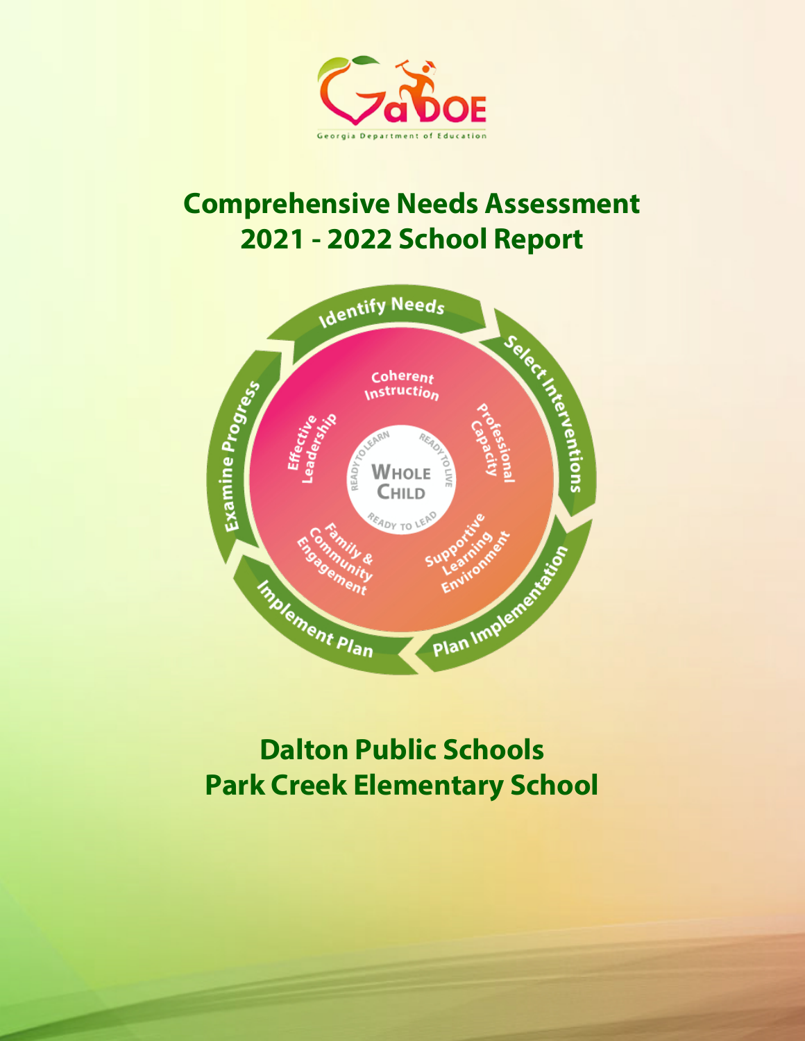# Comprehensive Needs Assessment
# 2021 - 2022 School Report

## Dalton Public Schools
## Park Creek Elementary School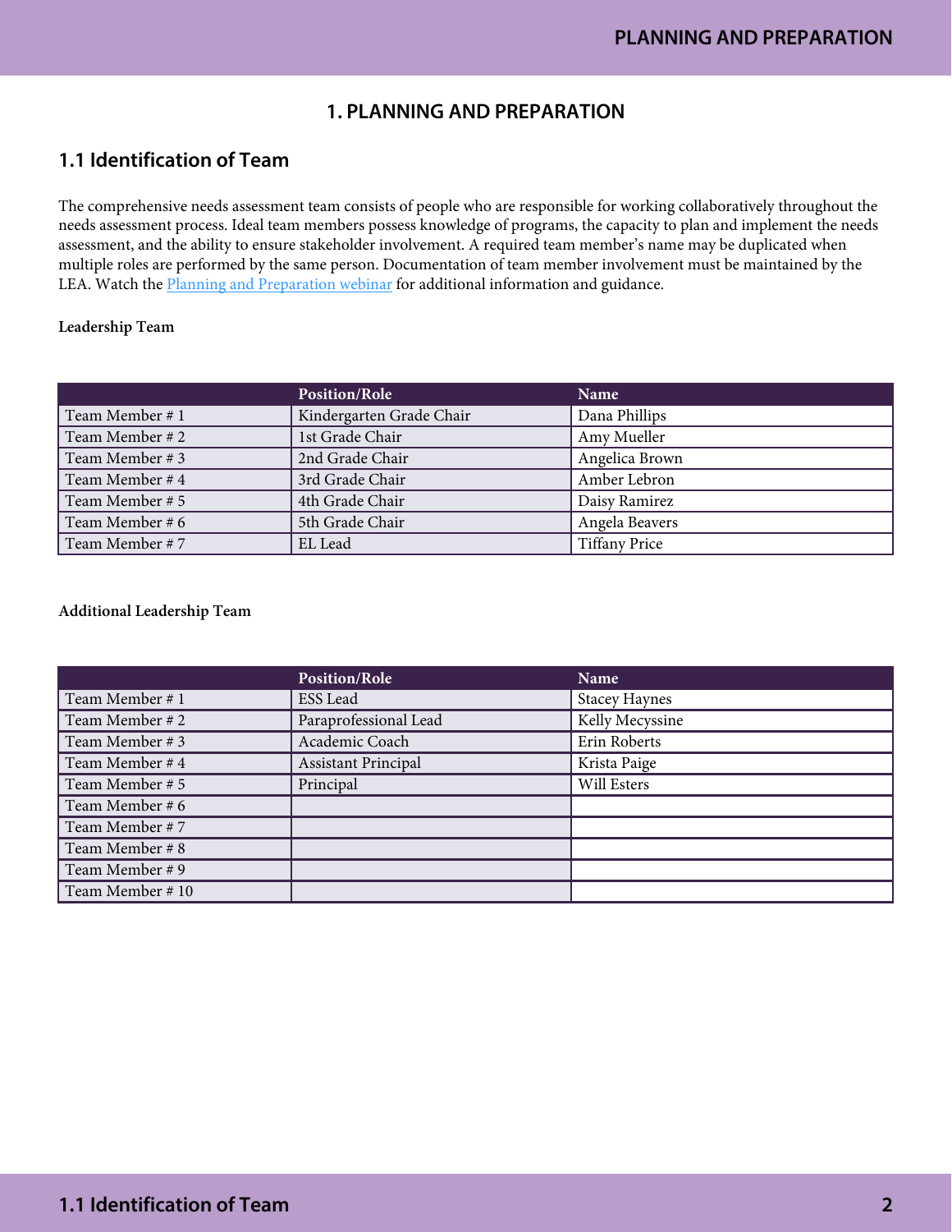# 1. PLANNING AND PREPARATION

## 1.1 Identification of Team

The comprehensive needs assessment team consists of people who are responsible for working collaboratively throughout the needs assessment process. Ideal team members possess knowledge of programs, the capacity to plan and implement the needs assessment, and the ability to ensure stakeholder involvement. A required team member's name may be duplicated when multiple roles are performed by the same person. Documentation of team member involvement must be maintained by the LEA. Watch the [Planning and Preparation webinar]() for additional information and guidance.

**Leadership Team**

| | Position/Role | Name |
|---|---|---|
| Team Member # 1 | Kindergarten Grade Chair | Dana Phillips |
| Team Member # 2 | 1st Grade Chair | Amy Mueller |
| Team Member # 3 | 2nd Grade Chair | Angelica Brown |
| Team Member # 4 | 3rd Grade Chair | Amber Lebron |
| Team Member # 5 | 4th Grade Chair | Daisy Ramirez |
| Team Member # 6 | 5th Grade Chair | Angela Beavers |
| Team Member # 7 | EL Lead | Tiffany Price |

**Additional Leadership Team**

| | Position/Role | Name |
|---|---|---|
| Team Member # 1 | ESS Lead | Stacey Haynes |
| Team Member # 2 | Paraprofessional Lead | Kelly Mecyssine |
| Team Member # 3 | Academic Coach | Erin Roberts |
| Team Member # 4 | Assistant Principal | Krista Paige |
| Team Member # 5 | Principal | Will Esters |
| Team Member # 6 | | |
| Team Member # 7 | | |
| Team Member # 8 | | |
| Team Member # 9 | | |
| Team Member # 10 | | |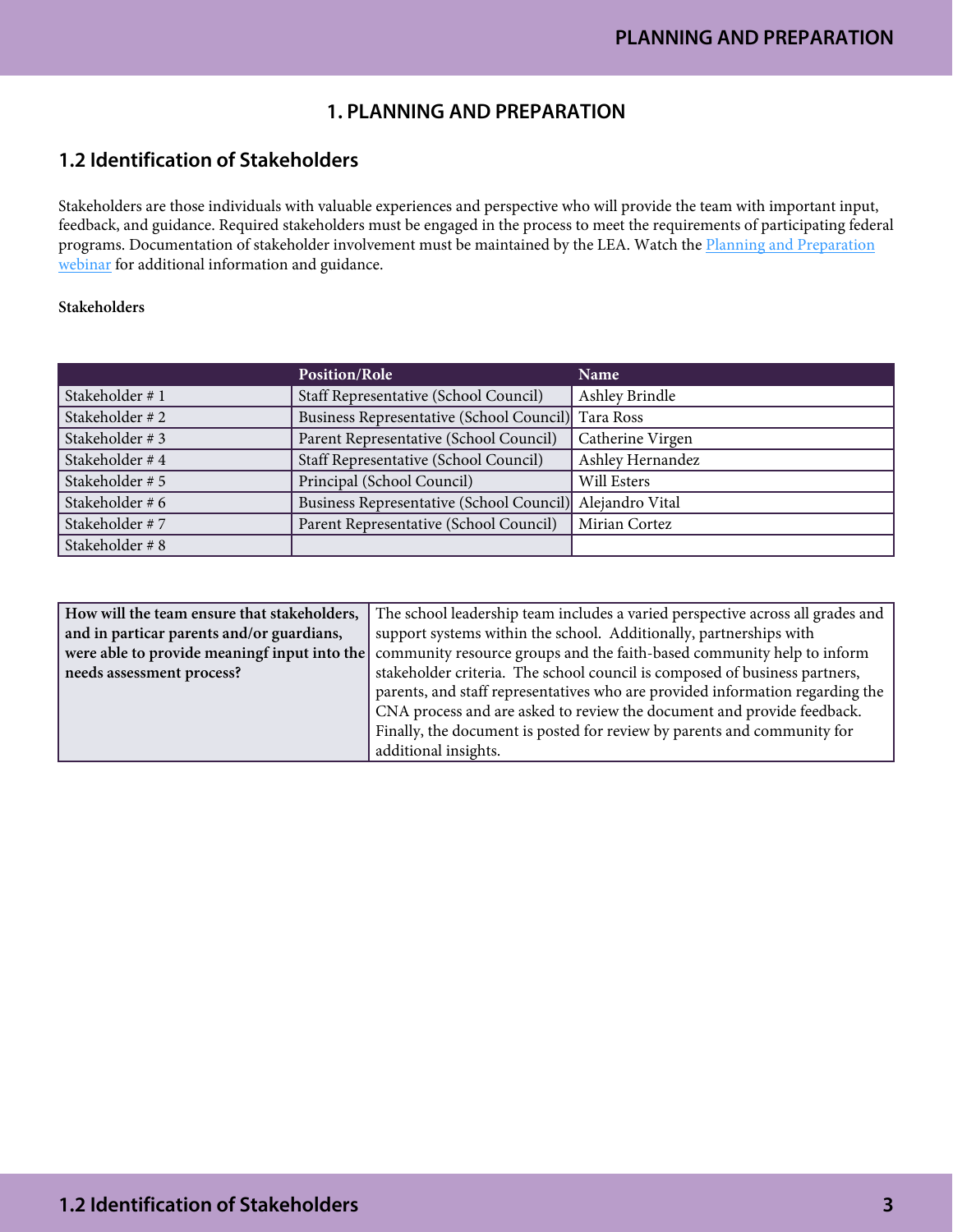# 1. PLANNING AND PREPARATION

## 1.2 Identification of Stakeholders

Stakeholders are those individuals with valuable experiences and perspective who will provide the team with important input, feedback, and guidance. Required stakeholders must be engaged in the process to meet the requirements of participating federal programs. Documentation of stakeholder involvement must be maintained by the LEA. Watch the [Planning and Preparation webinar] for additional information and guidance.

**Stakeholders**

| | Position/Role | Name |
|---|---|---|
| Stakeholder # 1 | Staff Representative (School Council) | Ashley Brindle |
| Stakeholder # 2 | Business Representative (School Council) | Tara Ross |
| Stakeholder # 3 | Parent Representative (School Council) | Catherine Virgen |
| Stakeholder # 4 | Staff Representative (School Council) | Ashley Hernandez |
| Stakeholder # 5 | Principal (School Council) | Will Esters |
| Stakeholder # 6 | Business Representative (School Council) | Alejandro Vital |
| Stakeholder # 7 | Parent Representative (School Council) | Mirian Cortez |
| Stakeholder # 8 | | |

| | |
|---|---|
| **How will the team ensure that stakeholders, and in particar parents and/or guardians, were able to provide meaningf input into the needs assessment process?** | The school leadership team includes a varied perspective across all grades and support systems within the school. Additionally, partnerships with community resource groups and the faith-based community help to inform stakeholder criteria. The school council is composed of business partners, parents, and staff representatives who are provided information regarding the CNA process and are asked to review the document and provide feedback. Finally, the document is posted for review by parents and community for additional insights. |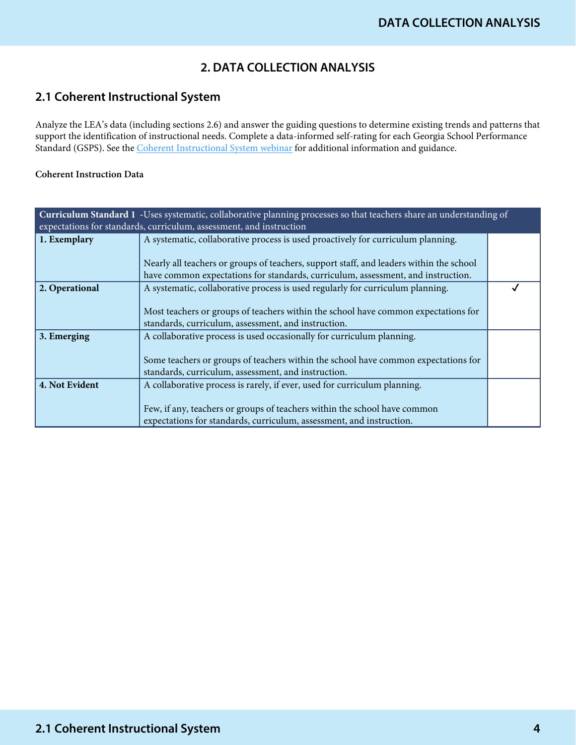# 2. DATA COLLECTION ANALYSIS

## 2.1 Coherent Instructional System

Analyze the LEA's data (including sections 2.6) and answer the guiding questions to determine existing trends and patterns that support the identification of instructional needs. Complete a data-informed self-rating for each Georgia School Performance Standard (GSPS). See the [Coherent Instructional System webinar]() for additional information and guidance.

**Coherent Instruction Data**

| **Curriculum Standard 1** -Uses systematic, collaborative planning processes so that teachers share an understanding of expectations for standards, curriculum, assessment, and instruction | | |
|---|---|---|
| **1. Exemplary** | A systematic, collaborative process is used proactively for curriculum planning.<br><br>Nearly all teachers or groups of teachers, support staff, and leaders within the school have common expectations for standards, curriculum, assessment, and instruction. | |
| **2. Operational** | A systematic, collaborative process is used regularly for curriculum planning.<br><br>Most teachers or groups of teachers within the school have common expectations for standards, curriculum, assessment, and instruction. | ✓ |
| **3. Emerging** | A collaborative process is used occasionally for curriculum planning.<br><br>Some teachers or groups of teachers within the school have common expectations for standards, curriculum, assessment, and instruction. | |
| **4. Not Evident** | A collaborative process is rarely, if ever, used for curriculum planning.<br><br>Few, if any, teachers or groups of teachers within the school have common expectations for standards, curriculum, assessment, and instruction. | |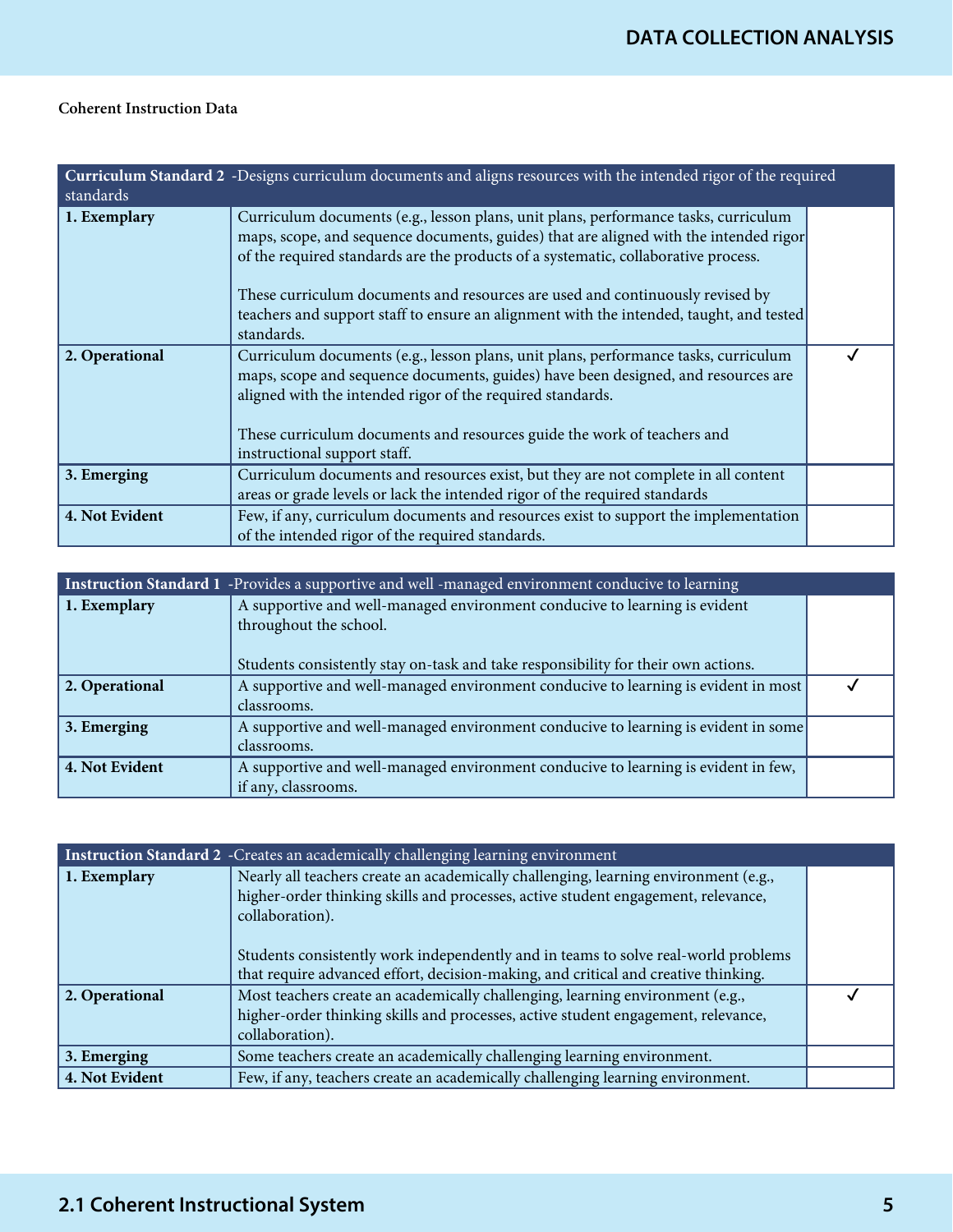**Coherent Instruction Data**

| **Curriculum Standard 2** -Designs curriculum documents and aligns resources with the intended rigor of the required standards | | |
|---|---|---|
| **1. Exemplary** | Curriculum documents (e.g., lesson plans, unit plans, performance tasks, curriculum maps, scope, and sequence documents, guides) that are aligned with the intended rigor of the required standards are the products of a systematic, collaborative process.<br><br>These curriculum documents and resources are used and continuously revised by teachers and support staff to ensure an alignment with the intended, taught, and tested standards. | |
| **2. Operational** | Curriculum documents (e.g., lesson plans, unit plans, performance tasks, curriculum maps, scope and sequence documents, guides) have been designed, and resources are aligned with the intended rigor of the required standards.<br><br>These curriculum documents and resources guide the work of teachers and instructional support staff. | ✓ |
| **3. Emerging** | Curriculum documents and resources exist, but they are not complete in all content areas or grade levels or lack the intended rigor of the required standards | |
| **4. Not Evident** | Few, if any, curriculum documents and resources exist to support the implementation of the intended rigor of the required standards. | |

| **Instruction Standard 1** -Provides a supportive and well -managed environment conducive to learning | | |
|---|---|---|
| **1. Exemplary** | A supportive and well-managed environment conducive to learning is evident throughout the school.<br><br>Students consistently stay on-task and take responsibility for their own actions. | |
| **2. Operational** | A supportive and well-managed environment conducive to learning is evident in most classrooms. | ✓ |
| **3. Emerging** | A supportive and well-managed environment conducive to learning is evident in some classrooms. | |
| **4. Not Evident** | A supportive and well-managed environment conducive to learning is evident in few, if any, classrooms. | |

| **Instruction Standard 2** -Creates an academically challenging learning environment | | |
|---|---|---|
| **1. Exemplary** | Nearly all teachers create an academically challenging, learning environment (e.g., higher-order thinking skills and processes, active student engagement, relevance, collaboration).<br><br>Students consistently work independently and in teams to solve real-world problems that require advanced effort, decision-making, and critical and creative thinking. | |
| **2. Operational** | Most teachers create an academically challenging, learning environment (e.g., higher-order thinking skills and processes, active student engagement, relevance, collaboration). | ✓ |
| **3. Emerging** | Some teachers create an academically challenging learning environment. | |
| **4. Not Evident** | Few, if any, teachers create an academically challenging learning environment. | |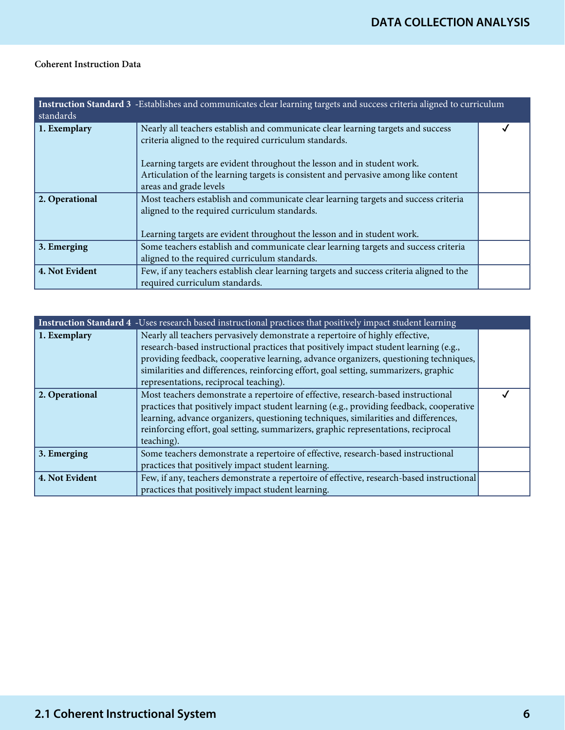**Coherent Instruction Data**

| **Instruction Standard 3** -Establishes and communicates clear learning targets and success criteria aligned to curriculum standards | | |
|---|---|---|
| **1. Exemplary** | Nearly all teachers establish and communicate clear learning targets and success criteria aligned to the required curriculum standards.<br><br>Learning targets are evident throughout the lesson and in student work. Articulation of the learning targets is consistent and pervasive among like content areas and grade levels | ✓ |
| **2. Operational** | Most teachers establish and communicate clear learning targets and success criteria aligned to the required curriculum standards.<br><br>Learning targets are evident throughout the lesson and in student work. | |
| **3. Emerging** | Some teachers establish and communicate clear learning targets and success criteria aligned to the required curriculum standards. | |
| **4. Not Evident** | Few, if any teachers establish clear learning targets and success criteria aligned to the required curriculum standards. | |

| **Instruction Standard 4** -Uses research based instructional practices that positively impact student learning | | |
|---|---|---|
| **1. Exemplary** | Nearly all teachers pervasively demonstrate a repertoire of highly effective, research-based instructional practices that positively impact student learning (e.g., providing feedback, cooperative learning, advance organizers, questioning techniques, similarities and differences, reinforcing effort, goal setting, summarizers, graphic representations, reciprocal teaching). | |
| **2. Operational** | Most teachers demonstrate a repertoire of effective, research-based instructional practices that positively impact student learning (e.g., providing feedback, cooperative learning, advance organizers, questioning techniques, similarities and differences, reinforcing effort, goal setting, summarizers, graphic representations, reciprocal teaching). | ✓ |
| **3. Emerging** | Some teachers demonstrate a repertoire of effective, research-based instructional practices that positively impact student learning. | |
| **4. Not Evident** | Few, if any, teachers demonstrate a repertoire of effective, research-based instructional practices that positively impact student learning. | |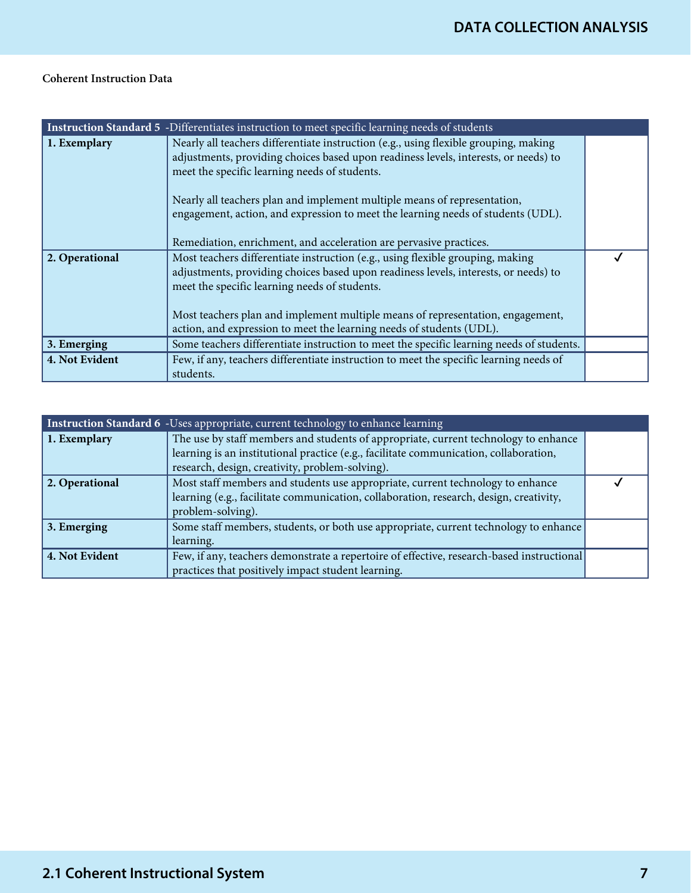**Coherent Instruction Data**

| **Instruction Standard 5** -Differentiates instruction to meet specific learning needs of students | | |
|---|---|---|
| **1. Exemplary** | Nearly all teachers differentiate instruction (e.g., using flexible grouping, making adjustments, providing choices based upon readiness levels, interests, or needs) to meet the specific learning needs of students.<br><br>Nearly all teachers plan and implement multiple means of representation, engagement, action, and expression to meet the learning needs of students (UDL).<br><br>Remediation, enrichment, and acceleration are pervasive practices. | |
| **2. Operational** | Most teachers differentiate instruction (e.g., using flexible grouping, making adjustments, providing choices based upon readiness levels, interests, or needs) to meet the specific learning needs of students.<br><br>Most teachers plan and implement multiple means of representation, engagement, action, and expression to meet the learning needs of students (UDL). | ✓ |
| **3. Emerging** | Some teachers differentiate instruction to meet the specific learning needs of students. | |
| **4. Not Evident** | Few, if any, teachers differentiate instruction to meet the specific learning needs of students. | |

| **Instruction Standard 6** -Uses appropriate, current technology to enhance learning | | |
|---|---|---|
| **1. Exemplary** | The use by staff members and students of appropriate, current technology to enhance learning is an institutional practice (e.g., facilitate communication, collaboration, research, design, creativity, problem-solving). | |
| **2. Operational** | Most staff members and students use appropriate, current technology to enhance learning (e.g., facilitate communication, collaboration, research, design, creativity, problem-solving). | ✓ |
| **3. Emerging** | Some staff members, students, or both use appropriate, current technology to enhance learning. | |
| **4. Not Evident** | Few, if any, teachers demonstrate a repertoire of effective, research-based instructional practices that positively impact student learning. | |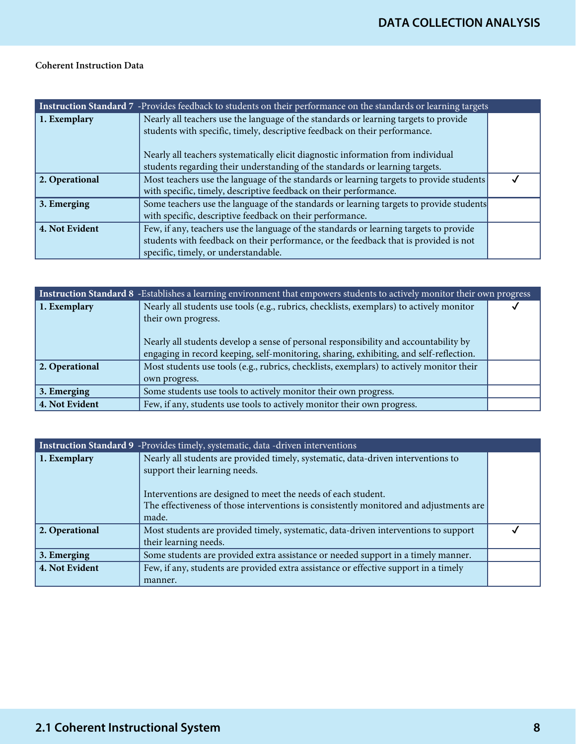**Coherent Instruction Data**

| Instruction Standard 7 -Provides feedback to students on their performance on the standards or learning targets | | |
|---|---|---|
| **1. Exemplary** | Nearly all teachers use the language of the standards or learning targets to provide students with specific, timely, descriptive feedback on their performance.<br><br>Nearly all teachers systematically elicit diagnostic information from individual students regarding their understanding of the standards or learning targets. | |
| **2. Operational** | Most teachers use the language of the standards or learning targets to provide students with specific, timely, descriptive feedback on their performance. | ✓ |
| **3. Emerging** | Some teachers use the language of the standards or learning targets to provide students with specific, descriptive feedback on their performance. | |
| **4. Not Evident** | Few, if any, teachers use the language of the standards or learning targets to provide students with feedback on their performance, or the feedback that is provided is not specific, timely, or understandable. | |

| Instruction Standard 8 -Establishes a learning environment that empowers students to actively monitor their own progress | | |
|---|---|---|
| **1. Exemplary** | Nearly all students use tools (e.g., rubrics, checklists, exemplars) to actively monitor their own progress.<br><br>Nearly all students develop a sense of personal responsibility and accountability by engaging in record keeping, self-monitoring, sharing, exhibiting, and self-reflection. | ✓ |
| **2. Operational** | Most students use tools (e.g., rubrics, checklists, exemplars) to actively monitor their own progress. | |
| **3. Emerging** | Some students use tools to actively monitor their own progress. | |
| **4. Not Evident** | Few, if any, students use tools to actively monitor their own progress. | |

| Instruction Standard 9 -Provides timely, systematic, data -driven interventions | | |
|---|---|---|
| **1. Exemplary** | Nearly all students are provided timely, systematic, data-driven interventions to support their learning needs.<br><br>Interventions are designed to meet the needs of each student.<br>The effectiveness of those interventions is consistently monitored and adjustments are made. | |
| **2. Operational** | Most students are provided timely, systematic, data-driven interventions to support their learning needs. | ✓ |
| **3. Emerging** | Some students are provided extra assistance or needed support in a timely manner. | |
| **4. Not Evident** | Few, if any, students are provided extra assistance or effective support in a timely manner. | |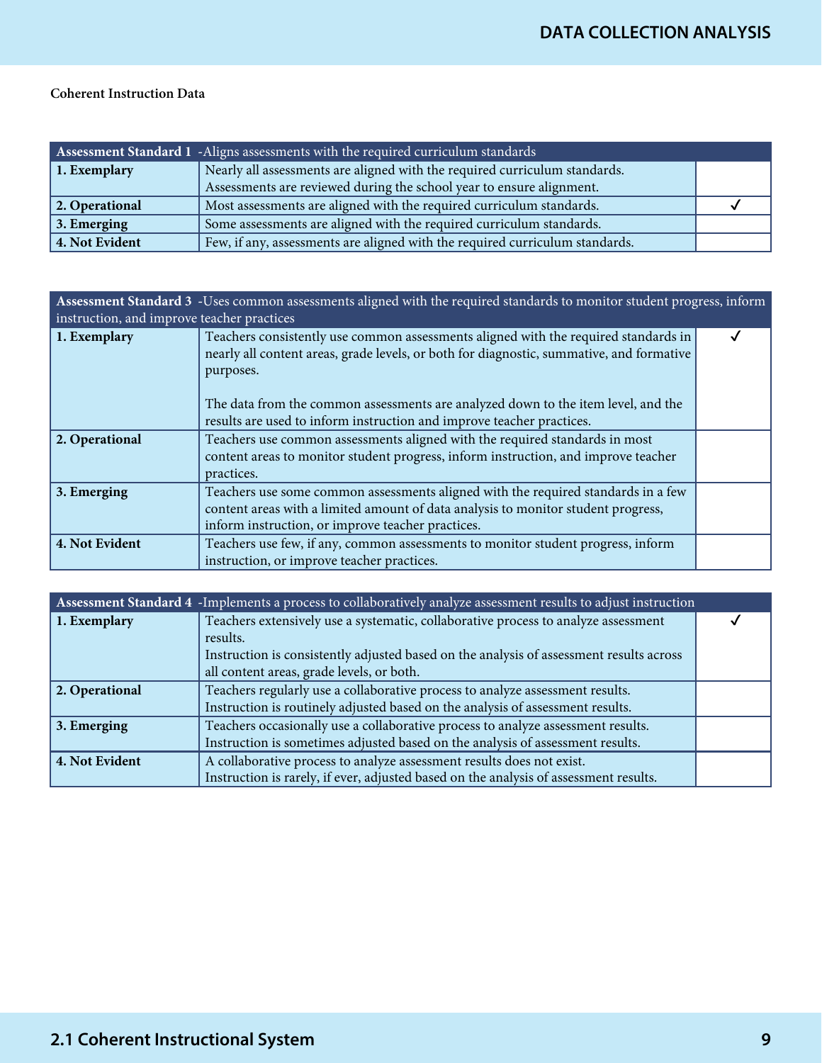**Coherent Instruction Data**

| **Assessment Standard 1** -Aligns assessments with the required curriculum standards | | |
|---|---|---|
| **1. Exemplary** | Nearly all assessments are aligned with the required curriculum standards. Assessments are reviewed during the school year to ensure alignment. | |
| **2. Operational** | Most assessments are aligned with the required curriculum standards. | ✓ |
| **3. Emerging** | Some assessments are aligned with the required curriculum standards. | |
| **4. Not Evident** | Few, if any, assessments are aligned with the required curriculum standards. | |

| **Assessment Standard 3** -Uses common assessments aligned with the required standards to monitor student progress, inform instruction, and improve teacher practices | | |
|---|---|---|
| **1. Exemplary** | Teachers consistently use common assessments aligned with the required standards in nearly all content areas, grade levels, or both for diagnostic, summative, and formative purposes.<br><br>The data from the common assessments are analyzed down to the item level, and the results are used to inform instruction and improve teacher practices. | ✓ |
| **2. Operational** | Teachers use common assessments aligned with the required standards in most content areas to monitor student progress, inform instruction, and improve teacher practices. | |
| **3. Emerging** | Teachers use some common assessments aligned with the required standards in a few content areas with a limited amount of data analysis to monitor student progress, inform instruction, or improve teacher practices. | |
| **4. Not Evident** | Teachers use few, if any, common assessments to monitor student progress, inform instruction, or improve teacher practices. | |

| **Assessment Standard 4** -Implements a process to collaboratively analyze assessment results to adjust instruction | | |
|---|---|---|
| **1. Exemplary** | Teachers extensively use a systematic, collaborative process to analyze assessment results.<br>Instruction is consistently adjusted based on the analysis of assessment results across all content areas, grade levels, or both. | ✓ |
| **2. Operational** | Teachers regularly use a collaborative process to analyze assessment results.<br>Instruction is routinely adjusted based on the analysis of assessment results. | |
| **3. Emerging** | Teachers occasionally use a collaborative process to analyze assessment results.<br>Instruction is sometimes adjusted based on the analysis of assessment results. | |
| **4. Not Evident** | A collaborative process to analyze assessment results does not exist.<br>Instruction is rarely, if ever, adjusted based on the analysis of assessment results. | |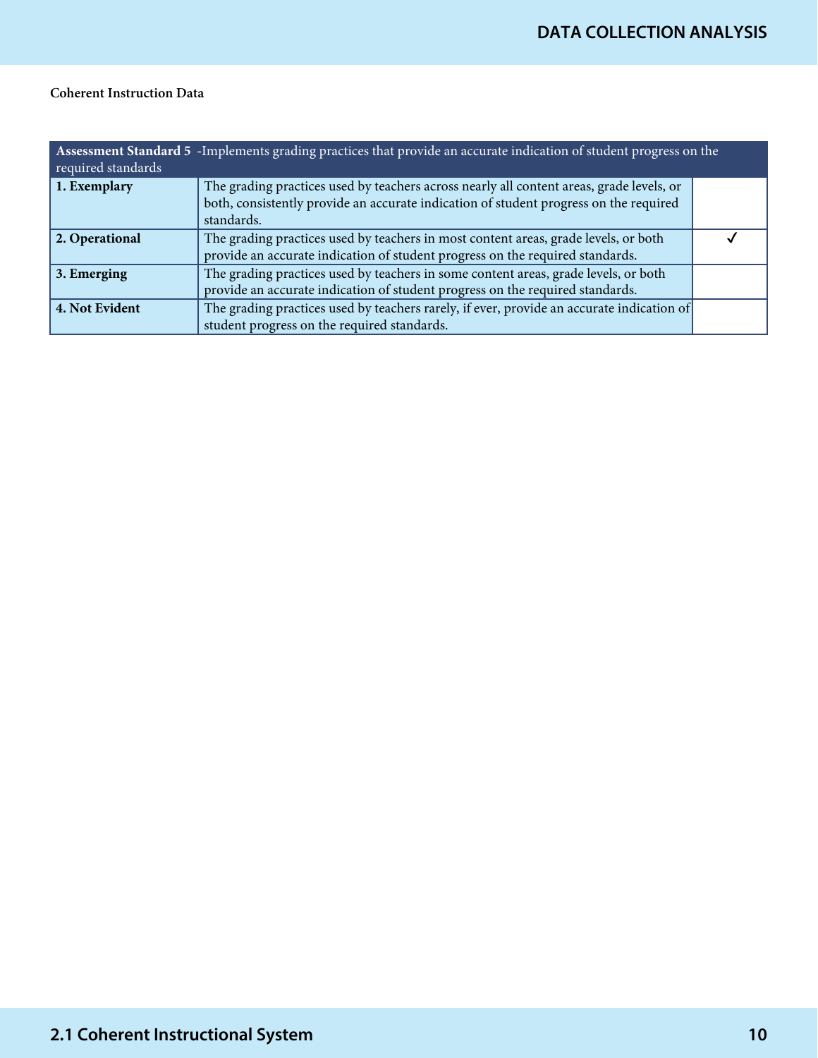**Coherent Instruction Data**

| Assessment Standard 5 -Implements grading practices that provide an accurate indication of student progress on the required standards | | |
|---|---|---|
| **1. Exemplary** | The grading practices used by teachers across nearly all content areas, grade levels, or both, consistently provide an accurate indication of student progress on the required standards. | |
| **2. Operational** | The grading practices used by teachers in most content areas, grade levels, or both provide an accurate indication of student progress on the required standards. | ✓ |
| **3. Emerging** | The grading practices used by teachers in some content areas, grade levels, or both provide an accurate indication of student progress on the required standards. | |
| **4. Not Evident** | The grading practices used by teachers rarely, if ever, provide an accurate indication of student progress on the required standards. | |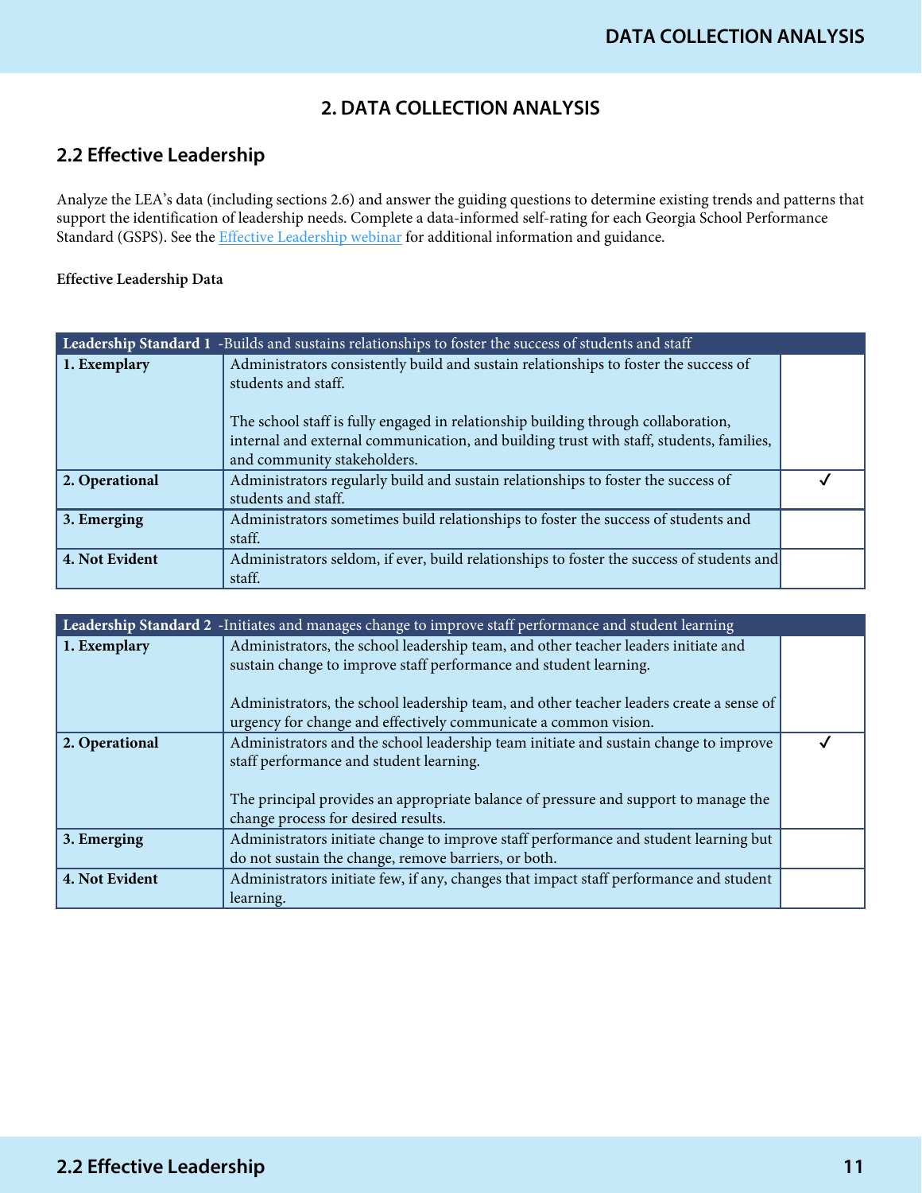## 2. DATA COLLECTION ANALYSIS

## 2.2 Effective Leadership

Analyze the LEA's data (including sections 2.6) and answer the guiding questions to determine existing trends and patterns that support the identification of leadership needs. Complete a data-informed self-rating for each Georgia School Performance Standard (GSPS). See the [Effective Leadership webinar](Effective Leadership webinar) for additional information and guidance.

**Effective Leadership Data**

| **Leadership Standard 1** -Builds and sustains relationships to foster the success of students and staff | | |
|---|---|---|
| **1. Exemplary** | Administrators consistently build and sustain relationships to foster the success of students and staff.<br><br>The school staff is fully engaged in relationship building through collaboration, internal and external communication, and building trust with staff, students, families, and community stakeholders. | |
| **2. Operational** | Administrators regularly build and sustain relationships to foster the success of students and staff. | ✓ |
| **3. Emerging** | Administrators sometimes build relationships to foster the success of students and staff. | |
| **4. Not Evident** | Administrators seldom, if ever, build relationships to foster the success of students and staff. | |

| **Leadership Standard 2** -Initiates and manages change to improve staff performance and student learning | | |
|---|---|---|
| **1. Exemplary** | Administrators, the school leadership team, and other teacher leaders initiate and sustain change to improve staff performance and student learning.<br><br>Administrators, the school leadership team, and other teacher leaders create a sense of urgency for change and effectively communicate a common vision. | |
| **2. Operational** | Administrators and the school leadership team initiate and sustain change to improve staff performance and student learning.<br><br>The principal provides an appropriate balance of pressure and support to manage the change process for desired results. | ✓ |
| **3. Emerging** | Administrators initiate change to improve staff performance and student learning but do not sustain the change, remove barriers, or both. | |
| **4. Not Evident** | Administrators initiate few, if any, changes that impact staff performance and student learning. | |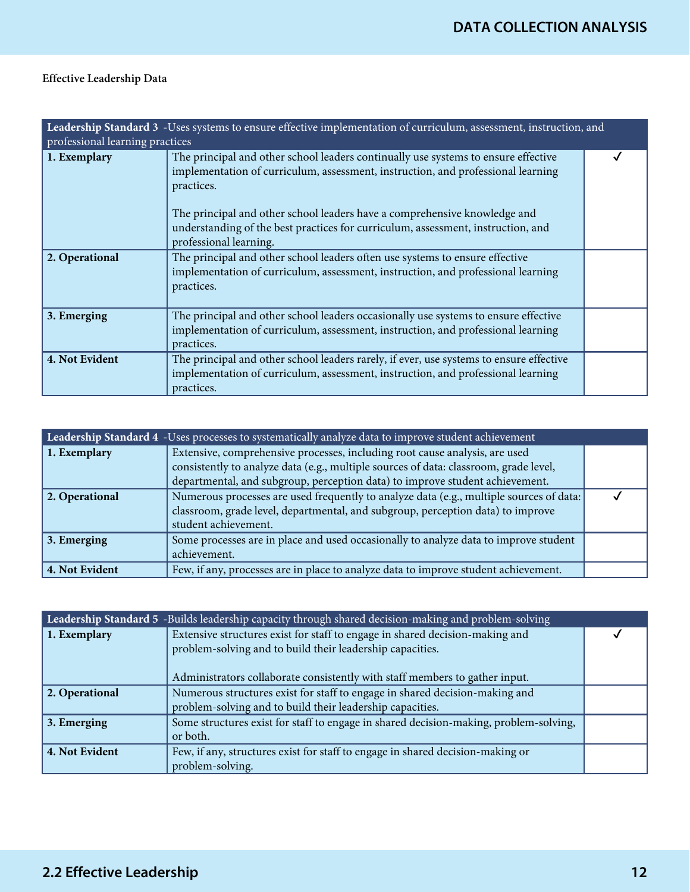**Effective Leadership Data**

| Leadership Standard 3 -Uses systems to ensure effective implementation of curriculum, assessment, instruction, and professional learning practices | | |
|---|---|---|
| **1. Exemplary** | The principal and other school leaders continually use systems to ensure effective implementation of curriculum, assessment, instruction, and professional learning practices.<br><br>The principal and other school leaders have a comprehensive knowledge and understanding of the best practices for curriculum, assessment, instruction, and professional learning. | ✓ |
| **2. Operational** | The principal and other school leaders often use systems to ensure effective implementation of curriculum, assessment, instruction, and professional learning practices. | |
| **3. Emerging** | The principal and other school leaders occasionally use systems to ensure effective implementation of curriculum, assessment, instruction, and professional learning practices. | |
| **4. Not Evident** | The principal and other school leaders rarely, if ever, use systems to ensure effective implementation of curriculum, assessment, instruction, and professional learning practices. | |

| Leadership Standard 4 -Uses processes to systematically analyze data to improve student achievement | | |
|---|---|---|
| **1. Exemplary** | Extensive, comprehensive processes, including root cause analysis, are used consistently to analyze data (e.g., multiple sources of data: classroom, grade level, departmental, and subgroup, perception data) to improve student achievement. | |
| **2. Operational** | Numerous processes are used frequently to analyze data (e.g., multiple sources of data: classroom, grade level, departmental, and subgroup, perception data) to improve student achievement. | ✓ |
| **3. Emerging** | Some processes are in place and used occasionally to analyze data to improve student achievement. | |
| **4. Not Evident** | Few, if any, processes are in place to analyze data to improve student achievement. | |

| Leadership Standard 5 -Builds leadership capacity through shared decision-making and problem-solving | | |
|---|---|---|
| **1. Exemplary** | Extensive structures exist for staff to engage in shared decision-making and problem-solving and to build their leadership capacities.<br><br>Administrators collaborate consistently with staff members to gather input. | ✓ |
| **2. Operational** | Numerous structures exist for staff to engage in shared decision-making and problem-solving and to build their leadership capacities. | |
| **3. Emerging** | Some structures exist for staff to engage in shared decision-making, problem-solving, or both. | |
| **4. Not Evident** | Few, if any, structures exist for staff to engage in shared decision-making or problem-solving. | |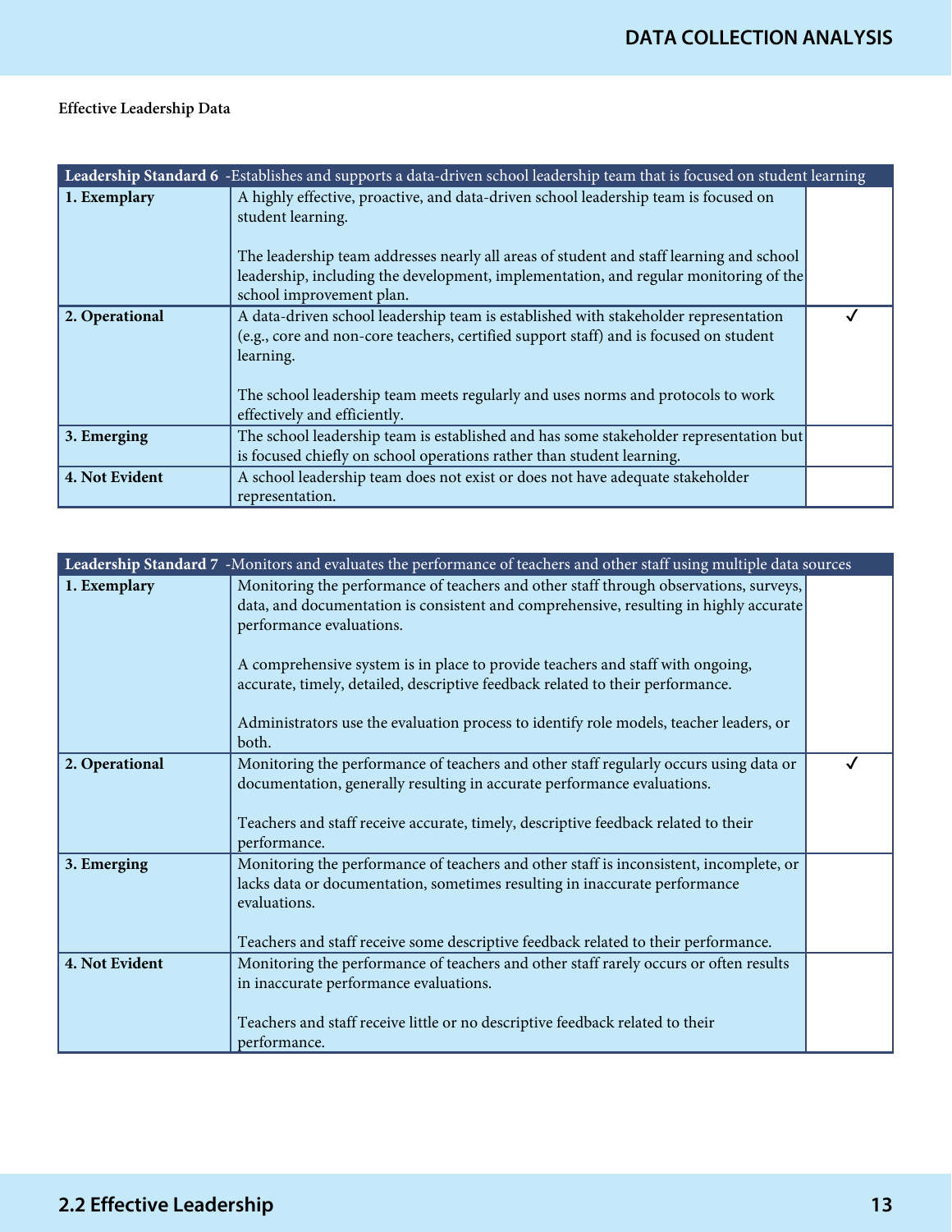**Effective Leadership Data**

| Leadership Standard 6 -Establishes and supports a data-driven school leadership team that is focused on student learning | | |
|---|---|---|
| **1. Exemplary** | A highly effective, proactive, and data-driven school leadership team is focused on student learning.<br><br>The leadership team addresses nearly all areas of student and staff learning and school leadership, including the development, implementation, and regular monitoring of the school improvement plan. | |
| **2. Operational** | A data-driven school leadership team is established with stakeholder representation (e.g., core and non-core teachers, certified support staff) and is focused on student learning.<br><br>The school leadership team meets regularly and uses norms and protocols to work effectively and efficiently. | ✓ |
| **3. Emerging** | The school leadership team is established and has some stakeholder representation but is focused chiefly on school operations rather than student learning. | |
| **4. Not Evident** | A school leadership team does not exist or does not have adequate stakeholder representation. | |

| Leadership Standard 7 -Monitors and evaluates the performance of teachers and other staff using multiple data sources | | |
|---|---|---|
| **1. Exemplary** | Monitoring the performance of teachers and other staff through observations, surveys, data, and documentation is consistent and comprehensive, resulting in highly accurate performance evaluations.<br><br>A comprehensive system is in place to provide teachers and staff with ongoing, accurate, timely, detailed, descriptive feedback related to their performance.<br><br>Administrators use the evaluation process to identify role models, teacher leaders, or both. | |
| **2. Operational** | Monitoring the performance of teachers and other staff regularly occurs using data or documentation, generally resulting in accurate performance evaluations.<br><br>Teachers and staff receive accurate, timely, descriptive feedback related to their performance. | ✓ |
| **3. Emerging** | Monitoring the performance of teachers and other staff is inconsistent, incomplete, or lacks data or documentation, sometimes resulting in inaccurate performance evaluations.<br><br>Teachers and staff receive some descriptive feedback related to their performance. | |
| **4. Not Evident** | Monitoring the performance of teachers and other staff rarely occurs or often results in inaccurate performance evaluations.<br><br>Teachers and staff receive little or no descriptive feedback related to their performance. | |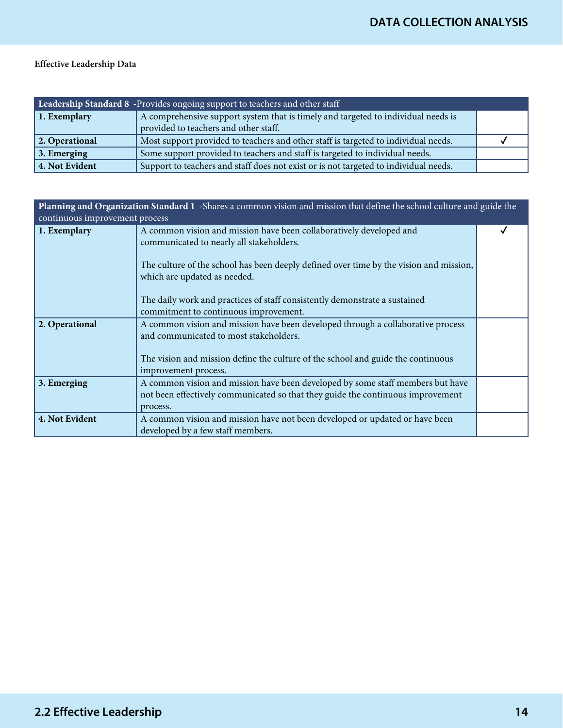**Effective Leadership Data**

| **Leadership Standard 8** -Provides ongoing support to teachers and other staff | | |
|---|---|---|
| **1. Exemplary** | A comprehensive support system that is timely and targeted to individual needs is provided to teachers and other staff. | |
| **2. Operational** | Most support provided to teachers and other staff is targeted to individual needs. | ✓ |
| **3. Emerging** | Some support provided to teachers and staff is targeted to individual needs. | |
| **4. Not Evident** | Support to teachers and staff does not exist or is not targeted to individual needs. | |

| **Planning and Organization Standard 1** -Shares a common vision and mission that define the school culture and guide the continuous improvement process | | |
|---|---|---|
| **1. Exemplary** | A common vision and mission have been collaboratively developed and communicated to nearly all stakeholders.<br><br>The culture of the school has been deeply defined over time by the vision and mission, which are updated as needed.<br><br>The daily work and practices of staff consistently demonstrate a sustained commitment to continuous improvement. | ✓ |
| **2. Operational** | A common vision and mission have been developed through a collaborative process and communicated to most stakeholders.<br><br>The vision and mission define the culture of the school and guide the continuous improvement process. | |
| **3. Emerging** | A common vision and mission have been developed by some staff members but have not been effectively communicated so that they guide the continuous improvement process. | |
| **4. Not Evident** | A common vision and mission have not been developed or updated or have been developed by a few staff members. | |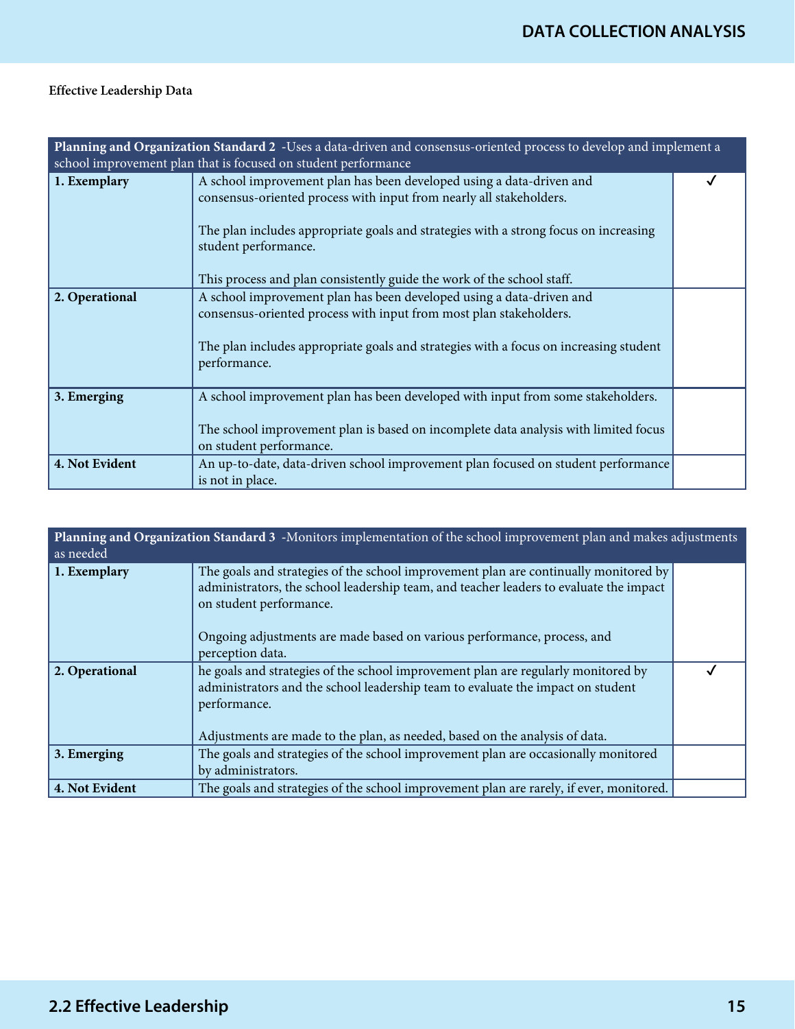**Effective Leadership Data**

| **Planning and Organization Standard 2** -Uses a data-driven and consensus-oriented process to develop and implement a school improvement plan that is focused on student performance | | |
|---|---|---|
| **1. Exemplary** | A school improvement plan has been developed using a data-driven and consensus-oriented process with input from nearly all stakeholders.<br><br>The plan includes appropriate goals and strategies with a strong focus on increasing student performance.<br><br>This process and plan consistently guide the work of the school staff. | ✓ |
| **2. Operational** | A school improvement plan has been developed using a data-driven and consensus-oriented process with input from most plan stakeholders.<br><br>The plan includes appropriate goals and strategies with a focus on increasing student performance. | |
| **3. Emerging** | A school improvement plan has been developed with input from some stakeholders.<br><br>The school improvement plan is based on incomplete data analysis with limited focus on student performance. | |
| **4. Not Evident** | An up-to-date, data-driven school improvement plan focused on student performance is not in place. | |

| **Planning and Organization Standard 3** -Monitors implementation of the school improvement plan and makes adjustments as needed | | |
|---|---|---|
| **1. Exemplary** | The goals and strategies of the school improvement plan are continually monitored by administrators, the school leadership team, and teacher leaders to evaluate the impact on student performance.<br><br>Ongoing adjustments are made based on various performance, process, and perception data. | |
| **2. Operational** | he goals and strategies of the school improvement plan are regularly monitored by administrators and the school leadership team to evaluate the impact on student performance.<br><br>Adjustments are made to the plan, as needed, based on the analysis of data. | ✓ |
| **3. Emerging** | The goals and strategies of the school improvement plan are occasionally monitored by administrators. | |
| **4. Not Evident** | The goals and strategies of the school improvement plan are rarely, if ever, monitored. | |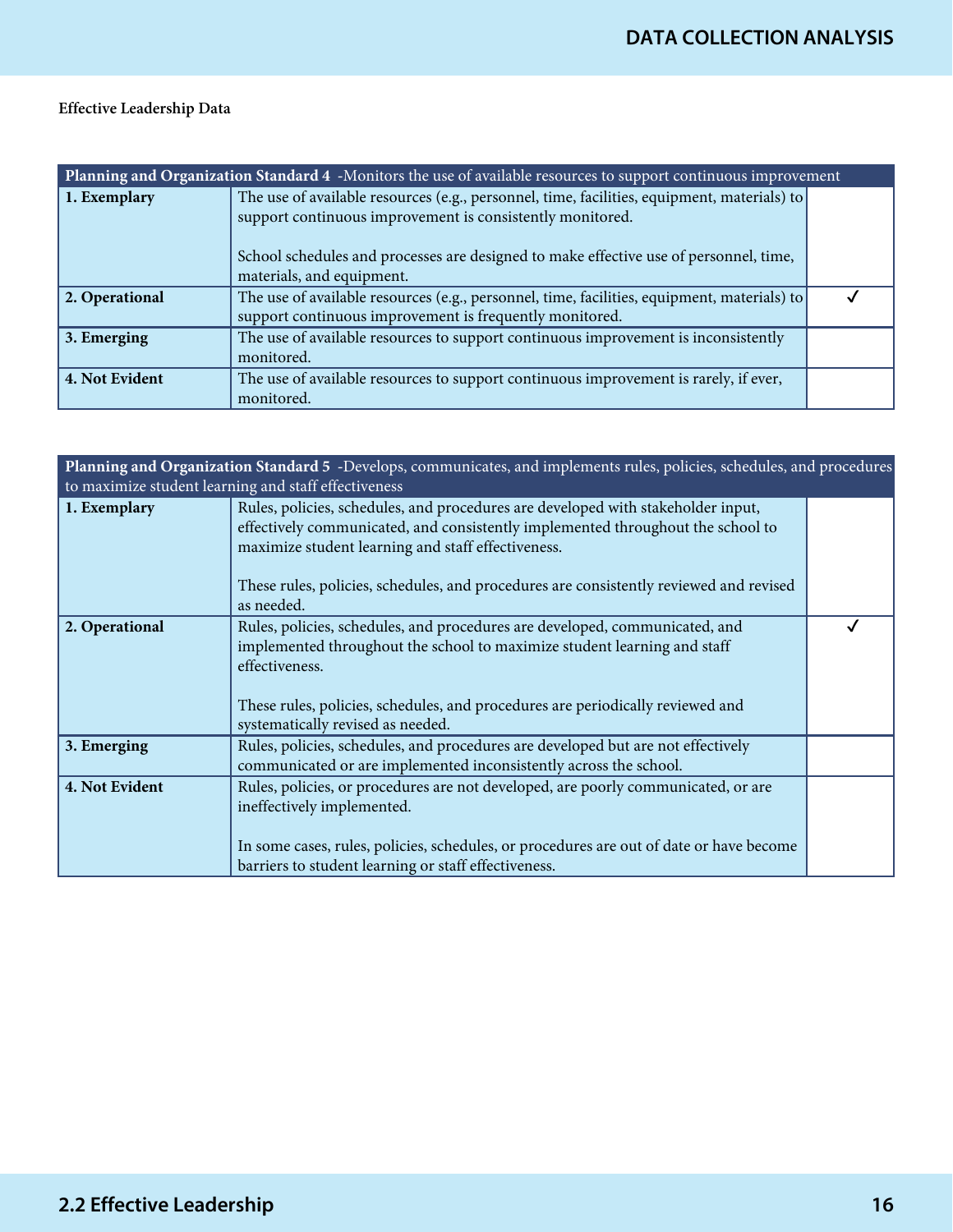**Effective Leadership Data**

| **Planning and Organization Standard 4** -Monitors the use of available resources to support continuous improvement | | |
|---|---|---|
| **1. Exemplary** | The use of available resources (e.g., personnel, time, facilities, equipment, materials) to support continuous improvement is consistently monitored.<br><br>School schedules and processes are designed to make effective use of personnel, time, materials, and equipment. | |
| **2. Operational** | The use of available resources (e.g., personnel, time, facilities, equipment, materials) to support continuous improvement is frequently monitored. | ✓ |
| **3. Emerging** | The use of available resources to support continuous improvement is inconsistently monitored. | |
| **4. Not Evident** | The use of available resources to support continuous improvement is rarely, if ever, monitored. | |

| **Planning and Organization Standard 5** -Develops, communicates, and implements rules, policies, schedules, and procedures to maximize student learning and staff effectiveness | | |
|---|---|---|
| **1. Exemplary** | Rules, policies, schedules, and procedures are developed with stakeholder input, effectively communicated, and consistently implemented throughout the school to maximize student learning and staff effectiveness.<br><br>These rules, policies, schedules, and procedures are consistently reviewed and revised as needed. | |
| **2. Operational** | Rules, policies, schedules, and procedures are developed, communicated, and implemented throughout the school to maximize student learning and staff effectiveness.<br><br>These rules, policies, schedules, and procedures are periodically reviewed and systematically revised as needed. | ✓ |
| **3. Emerging** | Rules, policies, schedules, and procedures are developed but are not effectively communicated or are implemented inconsistently across the school. | |
| **4. Not Evident** | Rules, policies, or procedures are not developed, are poorly communicated, or are ineffectively implemented.<br><br>In some cases, rules, policies, schedules, or procedures are out of date or have become barriers to student learning or staff effectiveness. | |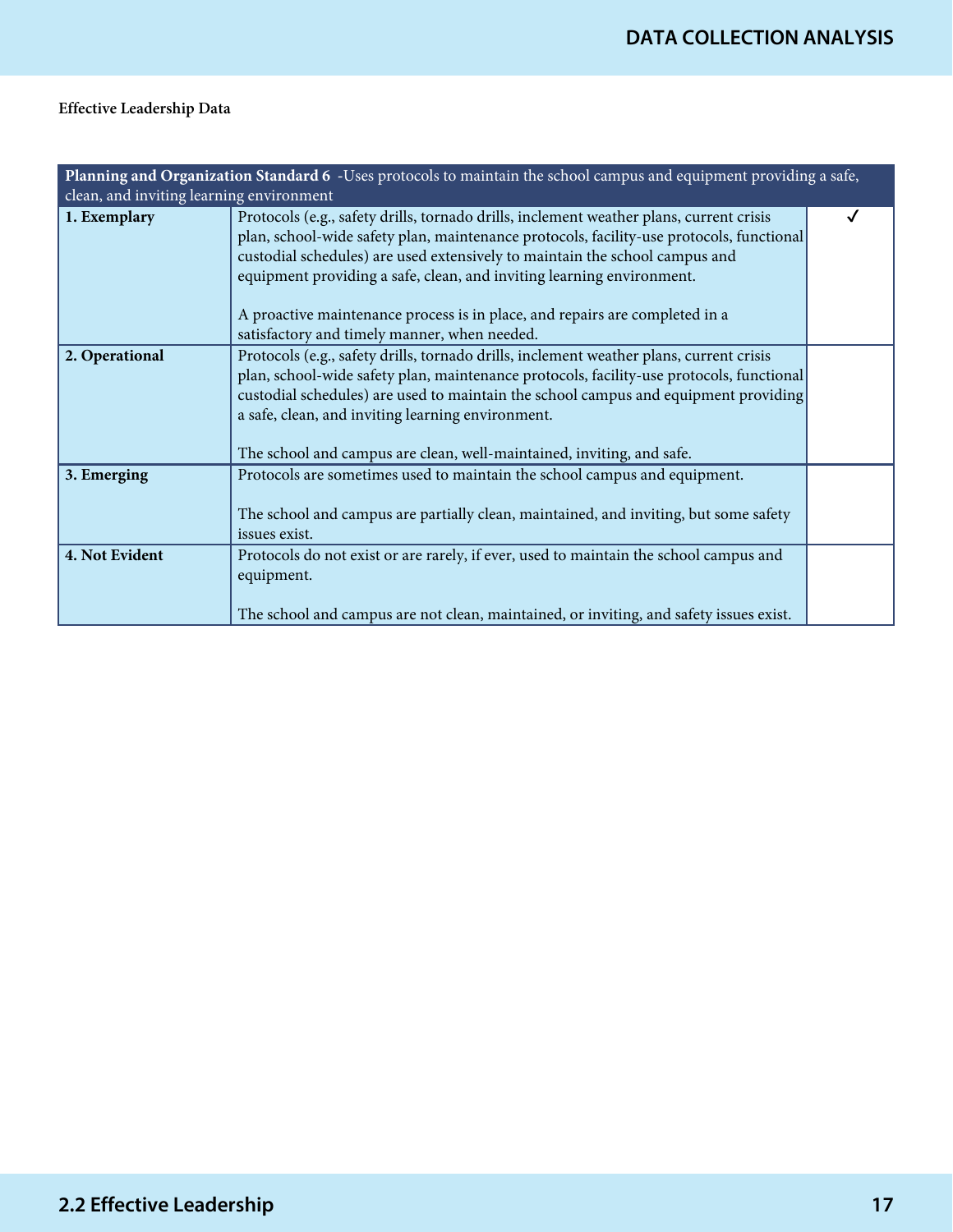**Effective Leadership Data**

| **Planning and Organization Standard 6** -Uses protocols to maintain the school campus and equipment providing a safe, clean, and inviting learning environment | | |
|---|---|---|
| **1. Exemplary** | Protocols (e.g., safety drills, tornado drills, inclement weather plans, current crisis plan, school-wide safety plan, maintenance protocols, facility-use protocols, functional custodial schedules) are used extensively to maintain the school campus and equipment providing a safe, clean, and inviting learning environment. <br><br> A proactive maintenance process is in place, and repairs are completed in a satisfactory and timely manner, when needed. | ✓ |
| **2. Operational** | Protocols (e.g., safety drills, tornado drills, inclement weather plans, current crisis plan, school-wide safety plan, maintenance protocols, facility-use protocols, functional custodial schedules) are used to maintain the school campus and equipment providing a safe, clean, and inviting learning environment. <br><br> The school and campus are clean, well-maintained, inviting, and safe. | |
| **3. Emerging** | Protocols are sometimes used to maintain the school campus and equipment. <br><br> The school and campus are partially clean, maintained, and inviting, but some safety issues exist. | |
| **4. Not Evident** | Protocols do not exist or are rarely, if ever, used to maintain the school campus and equipment. <br><br> The school and campus are not clean, maintained, or inviting, and safety issues exist. | |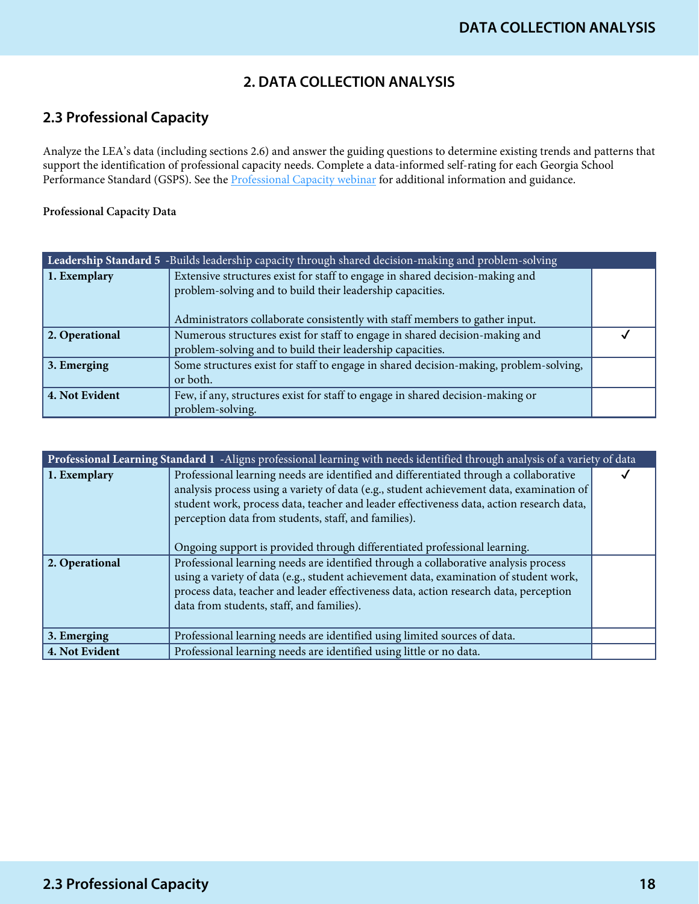## 2. DATA COLLECTION ANALYSIS

### 2.3 Professional Capacity

Analyze the LEA's data (including sections 2.6) and answer the guiding questions to determine existing trends and patterns that support the identification of professional capacity needs. Complete a data-informed self-rating for each Georgia School Performance Standard (GSPS). See the Professional Capacity webinar for additional information and guidance.

**Professional Capacity Data**

| **Leadership Standard 5** -Builds leadership capacity through shared decision-making and problem-solving | | |
|---|---|---|
| **1. Exemplary** | Extensive structures exist for staff to engage in shared decision-making and problem-solving and to build their leadership capacities.<br><br>Administrators collaborate consistently with staff members to gather input. | |
| **2. Operational** | Numerous structures exist for staff to engage in shared decision-making and problem-solving and to build their leadership capacities. | ✓ |
| **3. Emerging** | Some structures exist for staff to engage in shared decision-making, problem-solving, or both. | |
| **4. Not Evident** | Few, if any, structures exist for staff to engage in shared decision-making or problem-solving. | |

| **Professional Learning Standard 1** -Aligns professional learning with needs identified through analysis of a variety of data | | |
|---|---|---|
| **1. Exemplary** | Professional learning needs are identified and differentiated through a collaborative analysis process using a variety of data (e.g., student achievement data, examination of student work, process data, teacher and leader effectiveness data, action research data, perception data from students, staff, and families).<br><br>Ongoing support is provided through differentiated professional learning. | ✓ |
| **2. Operational** | Professional learning needs are identified through a collaborative analysis process using a variety of data (e.g., student achievement data, examination of student work, process data, teacher and leader effectiveness data, action research data, perception data from students, staff, and families). | |
| **3. Emerging** | Professional learning needs are identified using limited sources of data. | |
| **4. Not Evident** | Professional learning needs are identified using little or no data. | |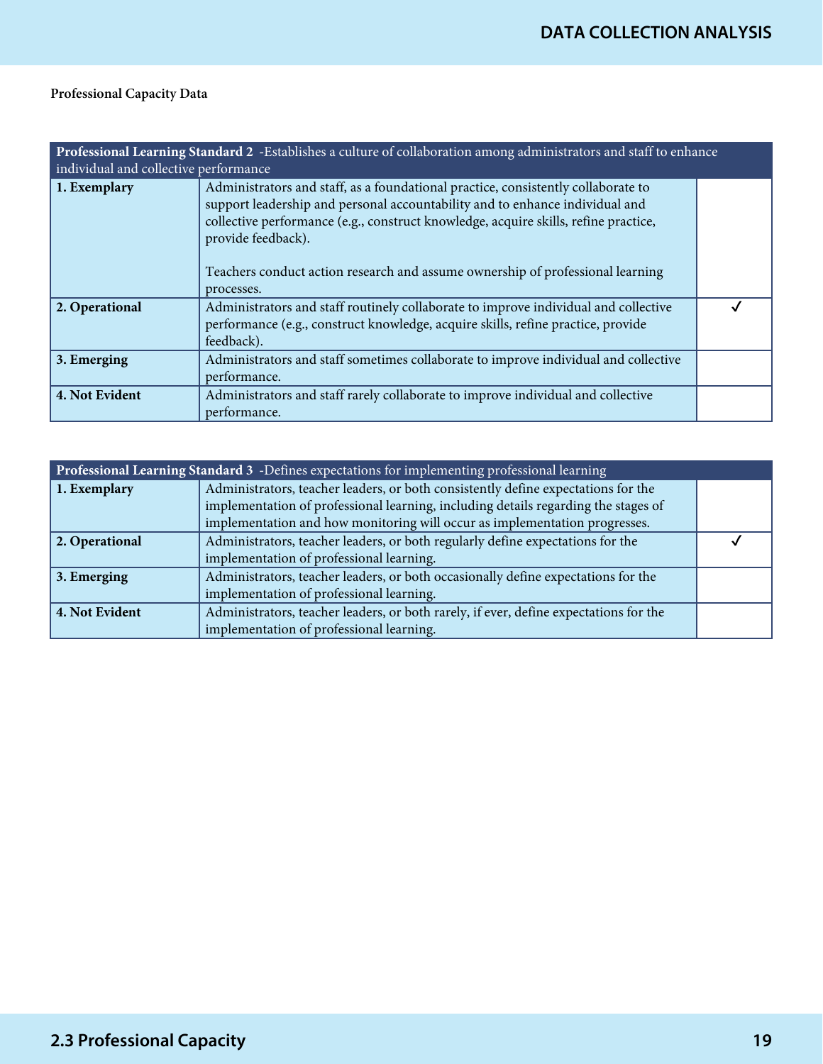**Professional Capacity Data**

| **Professional Learning Standard 2** -Establishes a culture of collaboration among administrators and staff to enhance individual and collective performance | | |
|---|---|---|
| **1. Exemplary** | Administrators and staff, as a foundational practice, consistently collaborate to support leadership and personal accountability and to enhance individual and collective performance (e.g., construct knowledge, acquire skills, refine practice, provide feedback).<br><br>Teachers conduct action research and assume ownership of professional learning processes. | |
| **2. Operational** | Administrators and staff routinely collaborate to improve individual and collective performance (e.g., construct knowledge, acquire skills, refine practice, provide feedback). | ✓ |
| **3. Emerging** | Administrators and staff sometimes collaborate to improve individual and collective performance. | |
| **4. Not Evident** | Administrators and staff rarely collaborate to improve individual and collective performance. | |

| **Professional Learning Standard 3** -Defines expectations for implementing professional learning | | |
|---|---|---|
| **1. Exemplary** | Administrators, teacher leaders, or both consistently define expectations for the implementation of professional learning, including details regarding the stages of implementation and how monitoring will occur as implementation progresses. | |
| **2. Operational** | Administrators, teacher leaders, or both regularly define expectations for the implementation of professional learning. | ✓ |
| **3. Emerging** | Administrators, teacher leaders, or both occasionally define expectations for the implementation of professional learning. | |
| **4. Not Evident** | Administrators, teacher leaders, or both rarely, if ever, define expectations for the implementation of professional learning. | |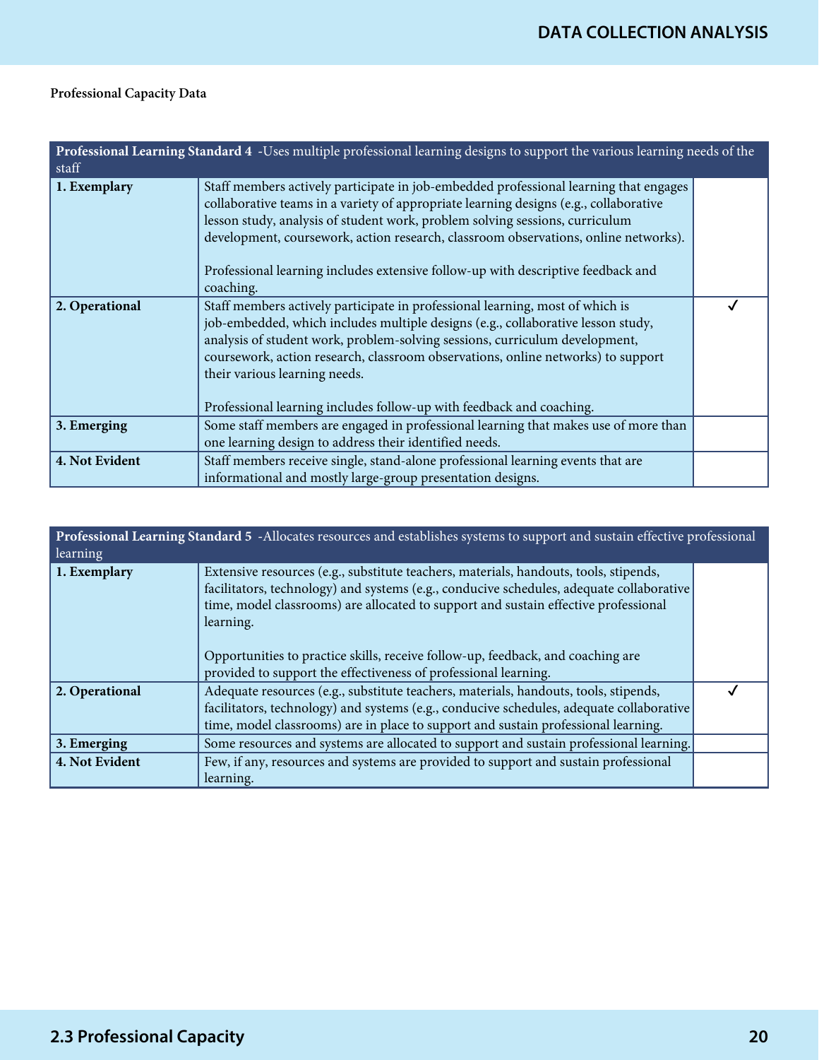**Professional Capacity Data**

| **Professional Learning Standard 4** -Uses multiple professional learning designs to support the various learning needs of the staff | | |
|---|---|---|
| **1. Exemplary** | Staff members actively participate in job-embedded professional learning that engages collaborative teams in a variety of appropriate learning designs (e.g., collaborative lesson study, analysis of student work, problem solving sessions, curriculum development, coursework, action research, classroom observations, online networks).<br><br>Professional learning includes extensive follow-up with descriptive feedback and coaching. | |
| **2. Operational** | Staff members actively participate in professional learning, most of which is job-embedded, which includes multiple designs (e.g., collaborative lesson study, analysis of student work, problem-solving sessions, curriculum development, coursework, action research, classroom observations, online networks) to support their various learning needs.<br><br>Professional learning includes follow-up with feedback and coaching. | ✓ |
| **3. Emerging** | Some staff members are engaged in professional learning that makes use of more than one learning design to address their identified needs. | |
| **4. Not Evident** | Staff members receive single, stand-alone professional learning events that are informational and mostly large-group presentation designs. | |

| **Professional Learning Standard 5** -Allocates resources and establishes systems to support and sustain effective professional learning | | |
|---|---|---|
| **1. Exemplary** | Extensive resources (e.g., substitute teachers, materials, handouts, tools, stipends, facilitators, technology) and systems (e.g., conducive schedules, adequate collaborative time, model classrooms) are allocated to support and sustain effective professional learning.<br><br>Opportunities to practice skills, receive follow-up, feedback, and coaching are provided to support the effectiveness of professional learning. | |
| **2. Operational** | Adequate resources (e.g., substitute teachers, materials, handouts, tools, stipends, facilitators, technology) and systems (e.g., conducive schedules, adequate collaborative time, model classrooms) are in place to support and sustain professional learning. | ✓ |
| **3. Emerging** | Some resources and systems are allocated to support and sustain professional learning. | |
| **4. Not Evident** | Few, if any, resources and systems are provided to support and sustain professional learning. | |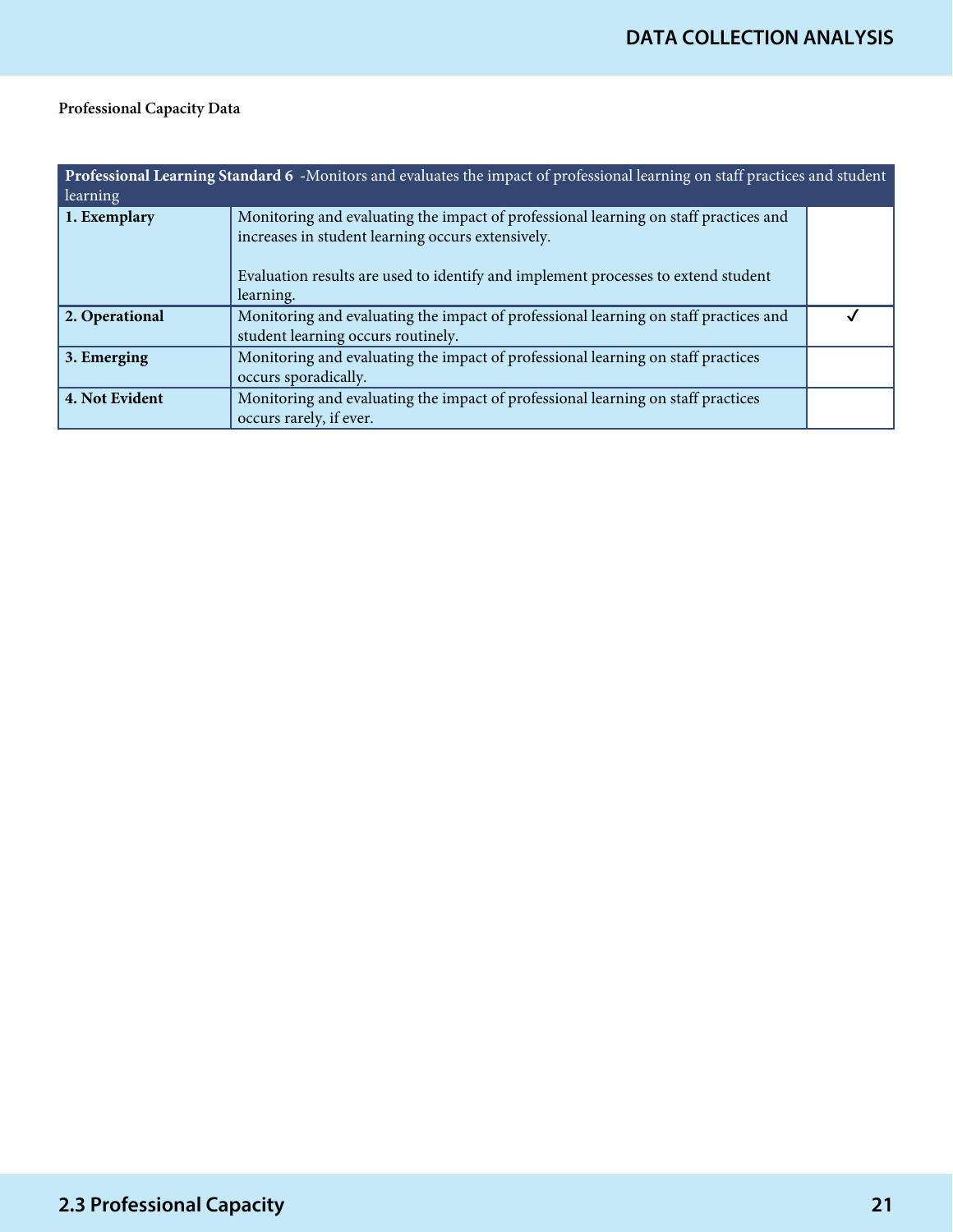**Professional Capacity Data**

| **Professional Learning Standard 6** -Monitors and evaluates the impact of professional learning on staff practices and student learning | | |
|---|---|---|
| **1. Exemplary** | Monitoring and evaluating the impact of professional learning on staff practices and increases in student learning occurs extensively.<br><br>Evaluation results are used to identify and implement processes to extend student learning. | |
| **2. Operational** | Monitoring and evaluating the impact of professional learning on staff practices and student learning occurs routinely. | ✓ |
| **3. Emerging** | Monitoring and evaluating the impact of professional learning on staff practices occurs sporadically. | |
| **4. Not Evident** | Monitoring and evaluating the impact of professional learning on staff practices occurs rarely, if ever. | |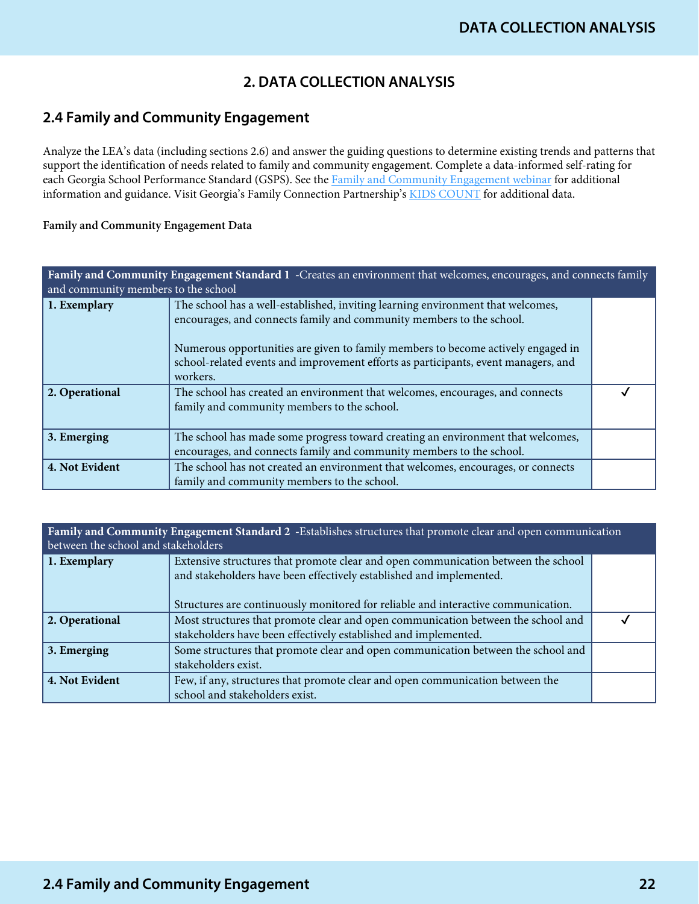# 2. DATA COLLECTION ANALYSIS

## 2.4 Family and Community Engagement

Analyze the LEA's data (including sections 2.6) and answer the guiding questions to determine existing trends and patterns that support the identification of needs related to family and community engagement. Complete a data-informed self-rating for each Georgia School Performance Standard (GSPS). See the Family and Community Engagement webinar for additional information and guidance. Visit Georgia's Family Connection Partnership's KIDS COUNT for additional data.

**Family and Community Engagement Data**

| **Family and Community Engagement Standard 1** -Creates an environment that welcomes, encourages, and connects family and community members to the school | | |
|---|---|---|
| **1. Exemplary** | The school has a well-established, inviting learning environment that welcomes, encourages, and connects family and community members to the school.<br><br>Numerous opportunities are given to family members to become actively engaged in school-related events and improvement efforts as participants, event managers, and workers. | |
| **2. Operational** | The school has created an environment that welcomes, encourages, and connects family and community members to the school. | ✓ |
| **3. Emerging** | The school has made some progress toward creating an environment that welcomes, encourages, and connects family and community members to the school. | |
| **4. Not Evident** | The school has not created an environment that welcomes, encourages, or connects family and community members to the school. | |

| **Family and Community Engagement Standard 2** -Establishes structures that promote clear and open communication between the school and stakeholders | | |
|---|---|---|
| **1. Exemplary** | Extensive structures that promote clear and open communication between the school and stakeholders have been effectively established and implemented.<br><br>Structures are continuously monitored for reliable and interactive communication. | |
| **2. Operational** | Most structures that promote clear and open communication between the school and stakeholders have been effectively established and implemented. | ✓ |
| **3. Emerging** | Some structures that promote clear and open communication between the school and stakeholders exist. | |
| **4. Not Evident** | Few, if any, structures that promote clear and open communication between the school and stakeholders exist. | |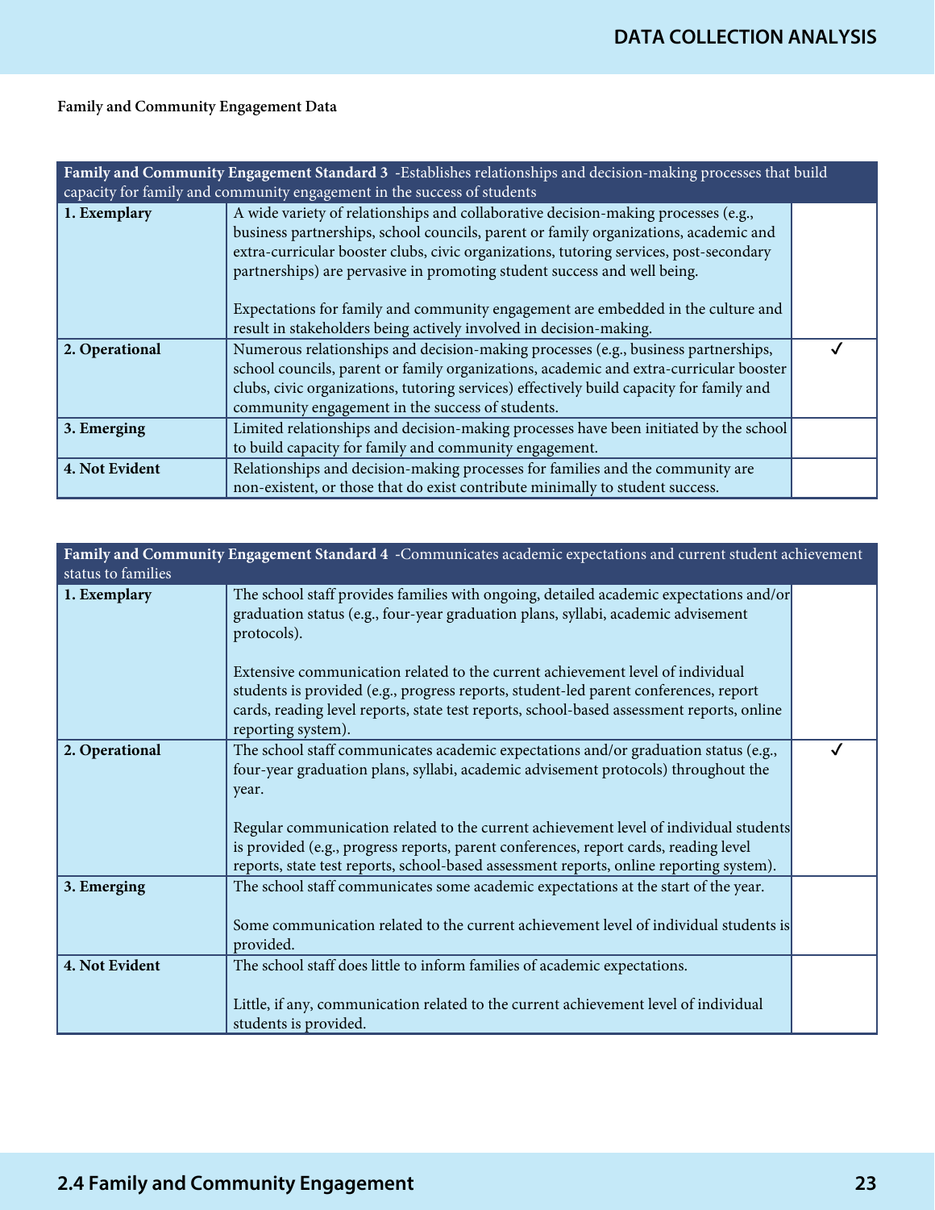**Family and Community Engagement Data**

| **Family and Community Engagement Standard 3** -Establishes relationships and decision-making processes that build capacity for family and community engagement in the success of students | | |
|---|---|---|
| **1. Exemplary** | A wide variety of relationships and collaborative decision-making processes (e.g., business partnerships, school councils, parent or family organizations, academic and extra-curricular booster clubs, civic organizations, tutoring services, post-secondary partnerships) are pervasive in promoting student success and well being.<br><br>Expectations for family and community engagement are embedded in the culture and result in stakeholders being actively involved in decision-making. | |
| **2. Operational** | Numerous relationships and decision-making processes (e.g., business partnerships, school councils, parent or family organizations, academic and extra-curricular booster clubs, civic organizations, tutoring services) effectively build capacity for family and community engagement in the success of students. | ✓ |
| **3. Emerging** | Limited relationships and decision-making processes have been initiated by the school to build capacity for family and community engagement. | |
| **4. Not Evident** | Relationships and decision-making processes for families and the community are non-existent, or those that do exist contribute minimally to student success. | |

| **Family and Community Engagement Standard 4** -Communicates academic expectations and current student achievement status to families | | |
|---|---|---|
| **1. Exemplary** | The school staff provides families with ongoing, detailed academic expectations and/or graduation status (e.g., four-year graduation plans, syllabi, academic advisement protocols).<br><br>Extensive communication related to the current achievement level of individual students is provided (e.g., progress reports, student-led parent conferences, report cards, reading level reports, state test reports, school-based assessment reports, online reporting system). | |
| **2. Operational** | The school staff communicates academic expectations and/or graduation status (e.g., four-year graduation plans, syllabi, academic advisement protocols) throughout the year.<br><br>Regular communication related to the current achievement level of individual students is provided (e.g., progress reports, parent conferences, report cards, reading level reports, state test reports, school-based assessment reports, online reporting system). | ✓ |
| **3. Emerging** | The school staff communicates some academic expectations at the start of the year.<br><br>Some communication related to the current achievement level of individual students is provided. | |
| **4. Not Evident** | The school staff does little to inform families of academic expectations.<br><br>Little, if any, communication related to the current achievement level of individual students is provided. | |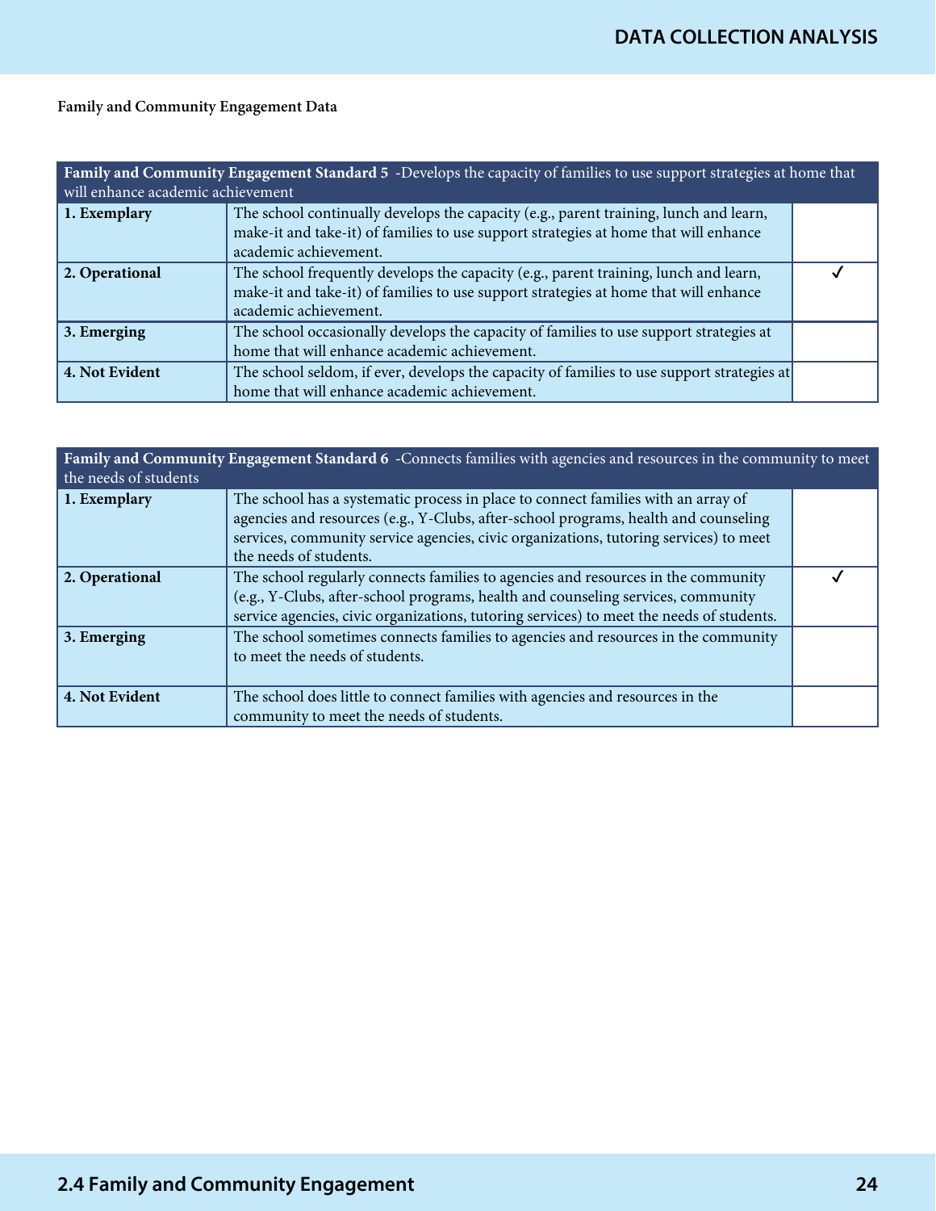**Family and Community Engagement Data**

| **Family and Community Engagement Standard 5** -Develops the capacity of families to use support strategies at home that will enhance academic achievement | | |
|---|---|---|
| **1. Exemplary** | The school continually develops the capacity (e.g., parent training, lunch and learn, make-it and take-it) of families to use support strategies at home that will enhance academic achievement. | |
| **2. Operational** | The school frequently develops the capacity (e.g., parent training, lunch and learn, make-it and take-it) of families to use support strategies at home that will enhance academic achievement. | ✓ |
| **3. Emerging** | The school occasionally develops the capacity of families to use support strategies at home that will enhance academic achievement. | |
| **4. Not Evident** | The school seldom, if ever, develops the capacity of families to use support strategies at home that will enhance academic achievement. | |

| **Family and Community Engagement Standard 6** -Connects families with agencies and resources in the community to meet the needs of students | | |
|---|---|---|
| **1. Exemplary** | The school has a systematic process in place to connect families with an array of agencies and resources (e.g., Y-Clubs, after-school programs, health and counseling services, community service agencies, civic organizations, tutoring services) to meet the needs of students. | |
| **2. Operational** | The school regularly connects families to agencies and resources in the community (e.g., Y-Clubs, after-school programs, health and counseling services, community service agencies, civic organizations, tutoring services) to meet the needs of students. | ✓ |
| **3. Emerging** | The school sometimes connects families to agencies and resources in the community to meet the needs of students. | |
| **4. Not Evident** | The school does little to connect families with agencies and resources in the community to meet the needs of students. | |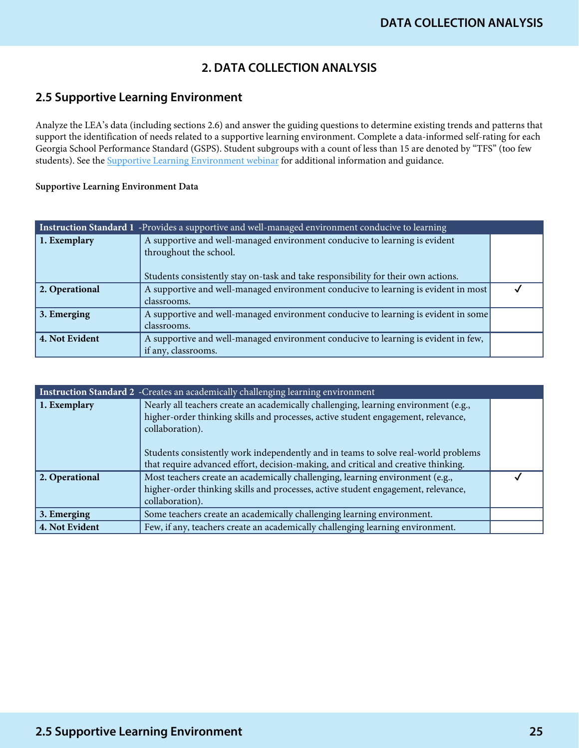## 2. DATA COLLECTION ANALYSIS

### 2.5 Supportive Learning Environment

Analyze the LEA's data (including sections 2.6) and answer the guiding questions to determine existing trends and patterns that support the identification of needs related to a supportive learning environment. Complete a data-informed self-rating for each Georgia School Performance Standard (GSPS). Student subgroups with a count of less than 15 are denoted by "TFS" (too few students). See the Supportive Learning Environment webinar for additional information and guidance.

**Supportive Learning Environment Data**

| **Instruction Standard 1** -Provides a supportive and well-managed environment conducive to learning | | |
|---|---|---|
| **1. Exemplary** | A supportive and well-managed environment conducive to learning is evident throughout the school.<br><br>Students consistently stay on-task and take responsibility for their own actions. | |
| **2. Operational** | A supportive and well-managed environment conducive to learning is evident in most classrooms. | ✓ |
| **3. Emerging** | A supportive and well-managed environment conducive to learning is evident in some classrooms. | |
| **4. Not Evident** | A supportive and well-managed environment conducive to learning is evident in few, if any, classrooms. | |

| **Instruction Standard 2** -Creates an academically challenging learning environment | | |
|---|---|---|
| **1. Exemplary** | Nearly all teachers create an academically challenging, learning environment (e.g., higher-order thinking skills and processes, active student engagement, relevance, collaboration).<br><br>Students consistently work independently and in teams to solve real-world problems that require advanced effort, decision-making, and critical and creative thinking. | |
| **2. Operational** | Most teachers create an academically challenging, learning environment (e.g., higher-order thinking skills and processes, active student engagement, relevance, collaboration). | ✓ |
| **3. Emerging** | Some teachers create an academically challenging learning environment. | |
| **4. Not Evident** | Few, if any, teachers create an academically challenging learning environment. | |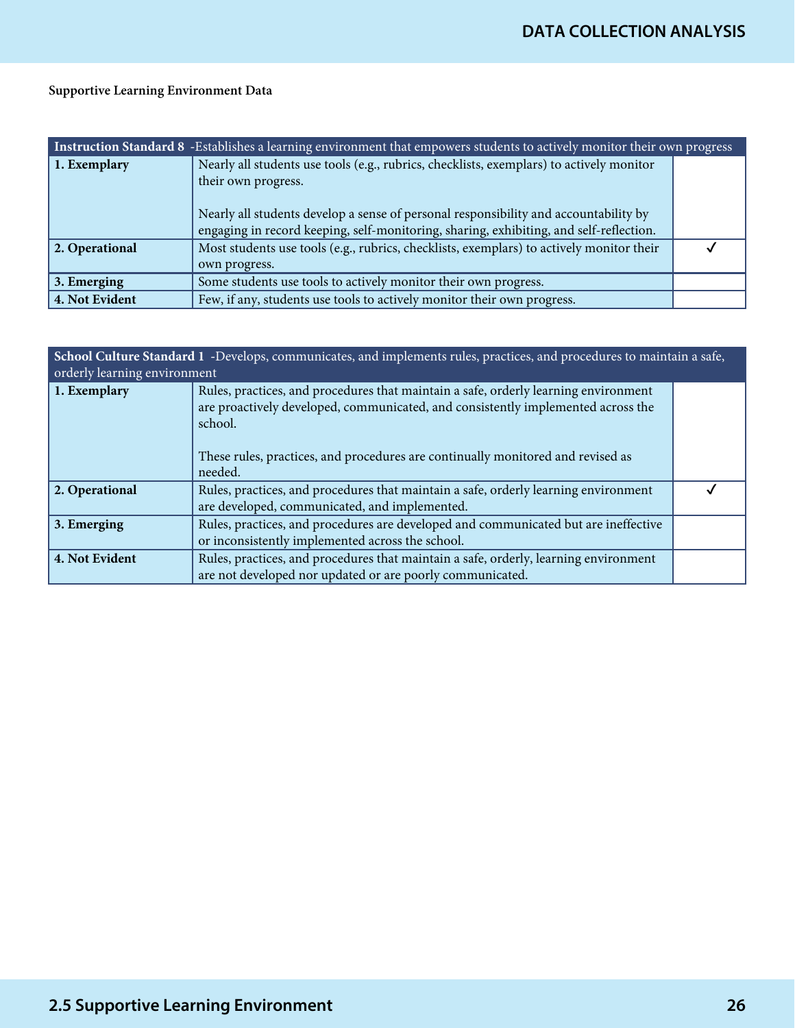**Supportive Learning Environment Data**

| **Instruction Standard 8** -Establishes a learning environment that empowers students to actively monitor their own progress | | |
|---|---|---|
| **1. Exemplary** | Nearly all students use tools (e.g., rubrics, checklists, exemplars) to actively monitor their own progress.<br><br>Nearly all students develop a sense of personal responsibility and accountability by engaging in record keeping, self-monitoring, sharing, exhibiting, and self-reflection. | |
| **2. Operational** | Most students use tools (e.g., rubrics, checklists, exemplars) to actively monitor their own progress. | ✓ |
| **3. Emerging** | Some students use tools to actively monitor their own progress. | |
| **4. Not Evident** | Few, if any, students use tools to actively monitor their own progress. | |

| **School Culture Standard 1** -Develops, communicates, and implements rules, practices, and procedures to maintain a safe, orderly learning environment | | |
|---|---|---|
| **1. Exemplary** | Rules, practices, and procedures that maintain a safe, orderly learning environment are proactively developed, communicated, and consistently implemented across the school.<br><br>These rules, practices, and procedures are continually monitored and revised as needed. | |
| **2. Operational** | Rules, practices, and procedures that maintain a safe, orderly learning environment are developed, communicated, and implemented. | ✓ |
| **3. Emerging** | Rules, practices, and procedures are developed and communicated but are ineffective or inconsistently implemented across the school. | |
| **4. Not Evident** | Rules, practices, and procedures that maintain a safe, orderly, learning environment are not developed nor updated or are poorly communicated. | |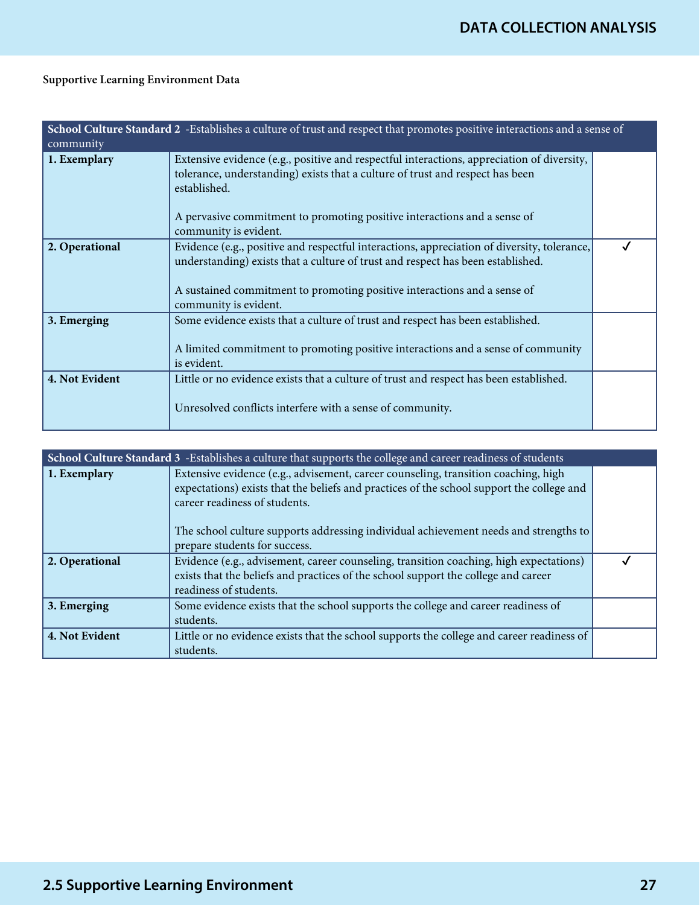**Supportive Learning Environment Data**

| **School Culture Standard 2** -Establishes a culture of trust and respect that promotes positive interactions and a sense of community | | |
|---|---|---|
| **1. Exemplary** | Extensive evidence (e.g., positive and respectful interactions, appreciation of diversity, tolerance, understanding) exists that a culture of trust and respect has been established.<br><br>A pervasive commitment to promoting positive interactions and a sense of community is evident. | |
| **2. Operational** | Evidence (e.g., positive and respectful interactions, appreciation of diversity, tolerance, understanding) exists that a culture of trust and respect has been established.<br><br>A sustained commitment to promoting positive interactions and a sense of community is evident. | ✓ |
| **3. Emerging** | Some evidence exists that a culture of trust and respect has been established.<br><br>A limited commitment to promoting positive interactions and a sense of community is evident. | |
| **4. Not Evident** | Little or no evidence exists that a culture of trust and respect has been established.<br><br>Unresolved conflicts interfere with a sense of community. | |

| **School Culture Standard 3** -Establishes a culture that supports the college and career readiness of students | | |
|---|---|---|
| **1. Exemplary** | Extensive evidence (e.g., advisement, career counseling, transition coaching, high expectations) exists that the beliefs and practices of the school support the college and career readiness of students.<br><br>The school culture supports addressing individual achievement needs and strengths to prepare students for success. | |
| **2. Operational** | Evidence (e.g., advisement, career counseling, transition coaching, high expectations) exists that the beliefs and practices of the school support the college and career readiness of students. | ✓ |
| **3. Emerging** | Some evidence exists that the school supports the college and career readiness of students. | |
| **4. Not Evident** | Little or no evidence exists that the school supports the college and career readiness of students. | |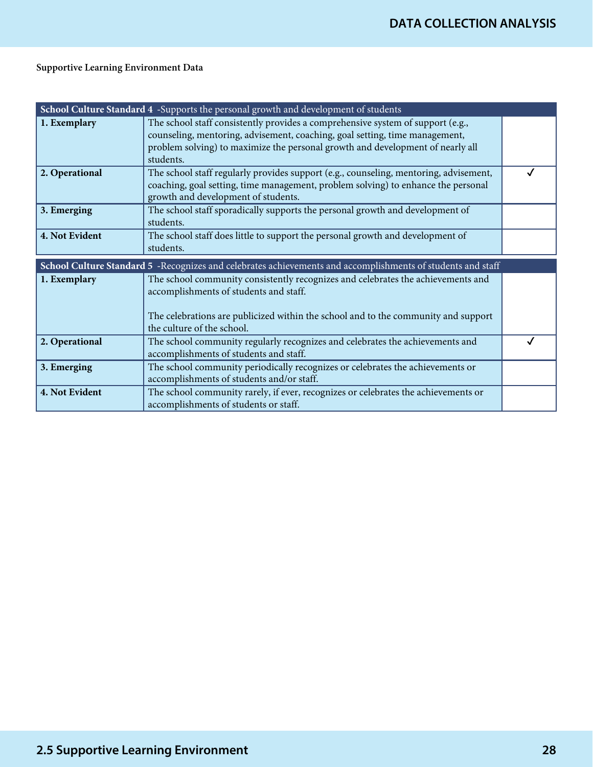**Supportive Learning Environment Data**

| **School Culture Standard 4** -Supports the personal growth and development of students | | |
|---|---|---|
| **1. Exemplary** | The school staff consistently provides a comprehensive system of support (e.g., counseling, mentoring, advisement, coaching, goal setting, time management, problem solving) to maximize the personal growth and development of nearly all students. | |
| **2. Operational** | The school staff regularly provides support (e.g., counseling, mentoring, advisement, coaching, goal setting, time management, problem solving) to enhance the personal growth and development of students. | ✓ |
| **3. Emerging** | The school staff sporadically supports the personal growth and development of students. | |
| **4. Not Evident** | The school staff does little to support the personal growth and development of students. | |

| **School Culture Standard 5** -Recognizes and celebrates achievements and accomplishments of students and staff | | |
|---|---|---|
| **1. Exemplary** | The school community consistently recognizes and celebrates the achievements and accomplishments of students and staff. The celebrations are publicized within the school and to the community and support the culture of the school. | |
| **2. Operational** | The school community regularly recognizes and celebrates the achievements and accomplishments of students and staff. | ✓ |
| **3. Emerging** | The school community periodically recognizes or celebrates the achievements or accomplishments of students and/or staff. | |
| **4. Not Evident** | The school community rarely, if ever, recognizes or celebrates the achievements or accomplishments of students or staff. | |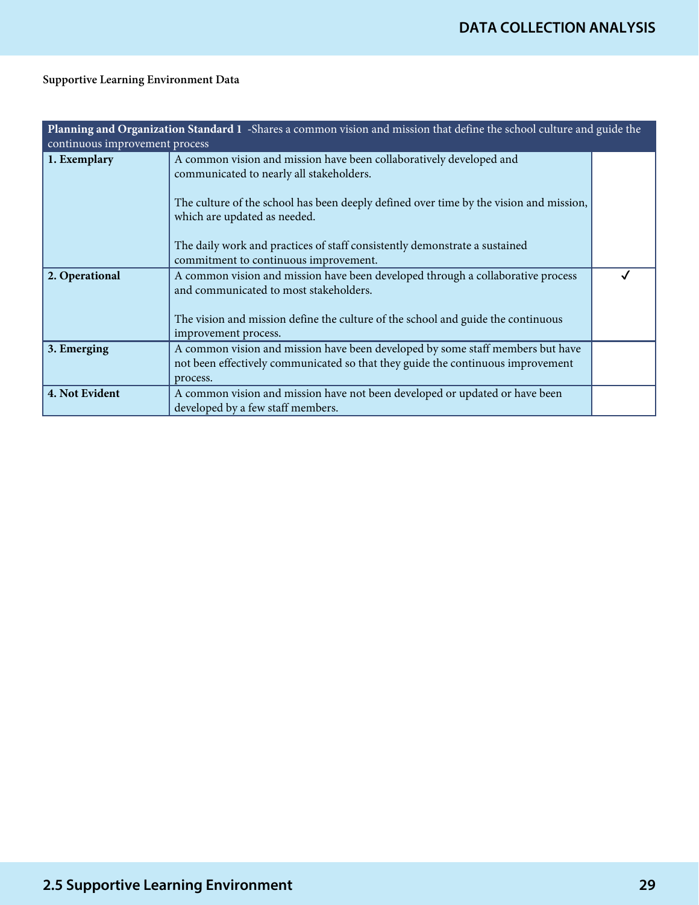**Supportive Learning Environment Data**

| **Planning and Organization Standard 1** -Shares a common vision and mission that define the school culture and guide the continuous improvement process | | |
|---|---|---|
| **1. Exemplary** | A common vision and mission have been collaboratively developed and communicated to nearly all stakeholders.<br><br>The culture of the school has been deeply defined over time by the vision and mission, which are updated as needed.<br><br>The daily work and practices of staff consistently demonstrate a sustained commitment to continuous improvement. | |
| **2. Operational** | A common vision and mission have been developed through a collaborative process and communicated to most stakeholders.<br><br>The vision and mission define the culture of the school and guide the continuous improvement process. | ✓ |
| **3. Emerging** | A common vision and mission have been developed by some staff members but have not been effectively communicated so that they guide the continuous improvement process. | |
| **4. Not Evident** | A common vision and mission have not been developed or updated or have been developed by a few staff members. | |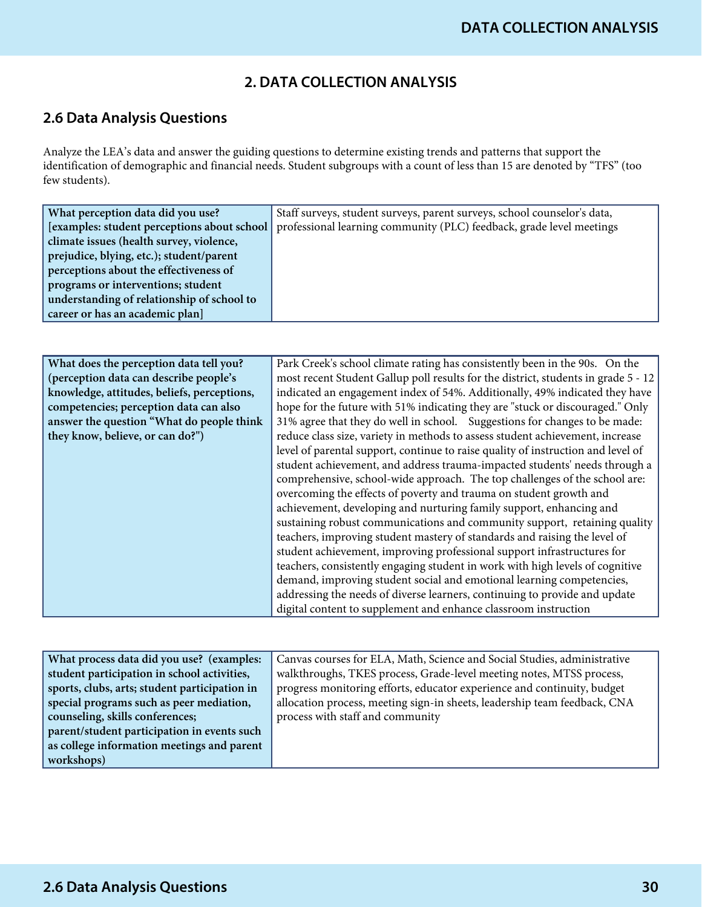# 2. DATA COLLECTION ANALYSIS

## 2.6 Data Analysis Questions

Analyze the LEA's data and answer the guiding questions to determine existing trends and patterns that support the identification of demographic and financial needs. Student subgroups with a count of less than 15 are denoted by "TFS" (too few students).

| **What perception data did you use? [examples: student perceptions about school climate issues (health survey, violence, prejudice, blying, etc.); student/parent perceptions about the effectiveness of programs or interventions; student understanding of relationship of school to career or has an academic plan]** | Staff surveys, student surveys, parent surveys, school counselor's data, professional learning community (PLC) feedback, grade level meetings |
|---|---|

| **What does the perception data tell you? (perception data can describe people's knowledge, attitudes, beliefs, perceptions, competencies; perception data can also answer the question "What do people think they know, believe, or can do?")** | Park Creek's school climate rating has consistently been in the 90s. On the most recent Student Gallup poll results for the district, students in grade 5 - 12 indicated an engagement index of 54%. Additionally, 49% indicated they have hope for the future with 51% indicating they are "stuck or discouraged." Only 31% agree that they do well in school. Suggestions for changes to be made: reduce class size, variety in methods to assess student achievement, increase level of parental support, continue to raise quality of instruction and level of student achievement, and address trauma-impacted students' needs through a comprehensive, school-wide approach. The top challenges of the school are: overcoming the effects of poverty and trauma on student growth and achievement, developing and nurturing family support, enhancing and sustaining robust communications and community support, retaining quality teachers, improving student mastery of standards and raising the level of student achievement, improving professional support infrastructures for teachers, consistently engaging student in work with high levels of cognitive demand, improving student social and emotional learning competencies, addressing the needs of diverse learners, continuing to provide and update digital content to supplement and enhance classroom instruction |
|---|---|

| **What process data did you use? (examples: student participation in school activities, sports, clubs, arts; student participation in special programs such as peer mediation, counseling, skills conferences; parent/student participation in events such as college information meetings and parent workshops)** | Canvas courses for ELA, Math, Science and Social Studies, administrative walkthroughs, TKES process, Grade-level meeting notes, MTSS process, progress monitoring efforts, educator experience and continuity, budget allocation process, meeting sign-in sheets, leadership team feedback, CNA process with staff and community |
|---|---|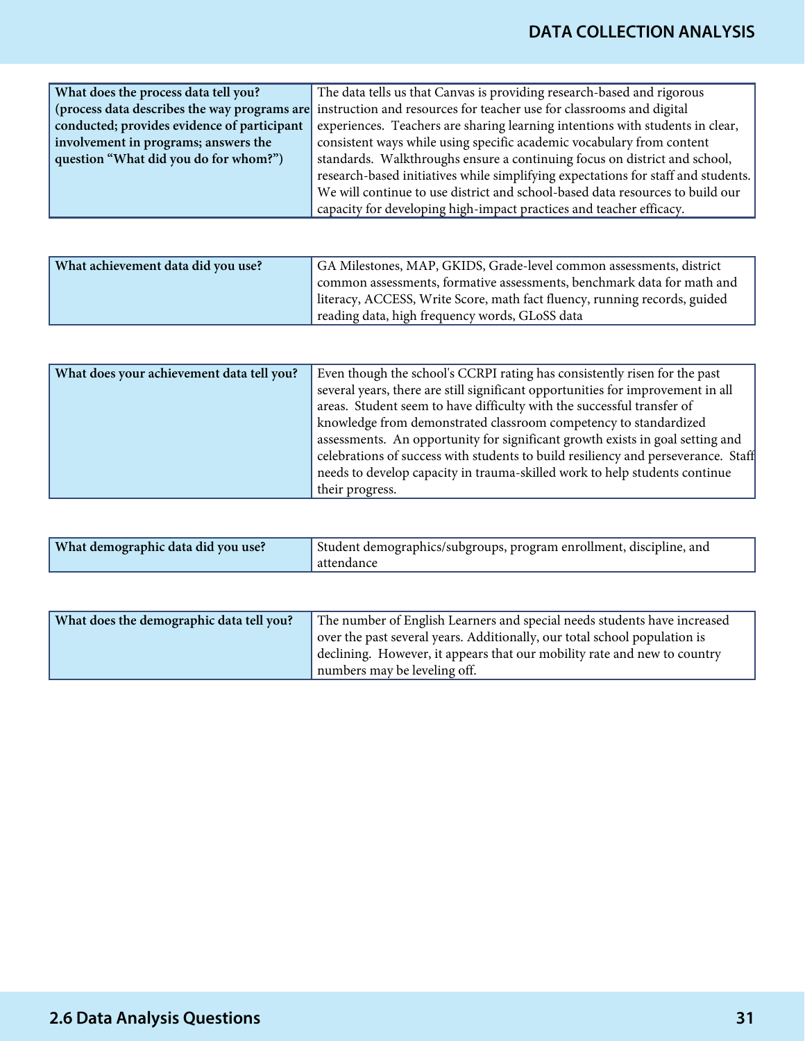| What does the process data tell you? (process data describes the way programs are conducted; provides evidence of participant involvement in programs; answers the question "What did you do for whom?") | The data tells us that Canvas is providing research-based and rigorous instruction and resources for teacher use for classrooms and digital experiences. Teachers are sharing learning intentions with students in clear, consistent ways while using specific academic vocabulary from content standards. Walkthroughs ensure a continuing focus on district and school, research-based initiatives while simplifying expectations for staff and students. We will continue to use district and school-based data resources to build our capacity for developing high-impact practices and teacher efficacy. |
|---|---|

| What achievement data did you use? | GA Milestones, MAP, GKIDS, Grade-level common assessments, district common assessments, formative assessments, benchmark data for math and literacy, ACCESS, Write Score, math fact fluency, running records, guided reading data, high frequency words, GLoSS data |
|---|---|

| What does your achievement data tell you? | Even though the school's CCRPI rating has consistently risen for the past several years, there are still significant opportunities for improvement in all areas. Student seem to have difficulty with the successful transfer of knowledge from demonstrated classroom competency to standardized assessments. An opportunity for significant growth exists in goal setting and celebrations of success with students to build resiliency and perseverance. Staff needs to develop capacity in trauma-skilled work to help students continue their progress. |
|---|---|

| What demographic data did you use? | Student demographics/subgroups, program enrollment, discipline, and attendance |
|---|---|

| What does the demographic data tell you? | The number of English Learners and special needs students have increased over the past several years. Additionally, our total school population is declining. However, it appears that our mobility rate and new to country numbers may be leveling off. |
|---|---|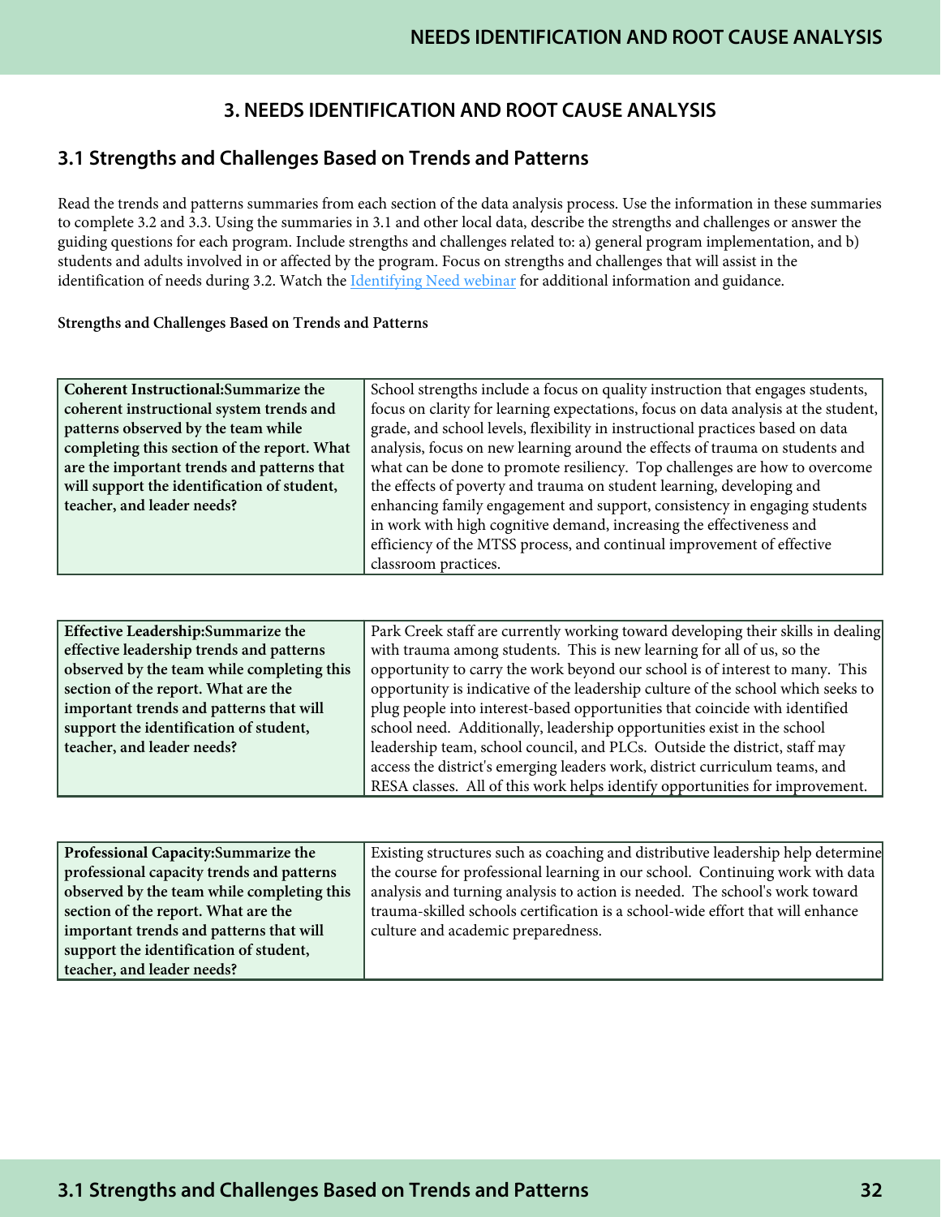# 3. NEEDS IDENTIFICATION AND ROOT CAUSE ANALYSIS

## 3.1 Strengths and Challenges Based on Trends and Patterns

Read the trends and patterns summaries from each section of the data analysis process. Use the information in these summaries to complete 3.2 and 3.3. Using the summaries in 3.1 and other local data, describe the strengths and challenges or answer the guiding questions for each program. Include strengths and challenges related to: a) general program implementation, and b) students and adults involved in or affected by the program. Focus on strengths and challenges that will assist in the identification of needs during 3.2. Watch the [Identifying Need webinar] for additional information and guidance.

**Strengths and Challenges Based on Trends and Patterns**

| **Coherent Instructional:Summarize the coherent instructional system trends and patterns observed by the team while completing this section of the report. What are the important trends and patterns that will support the identification of student, teacher, and leader needs?** | School strengths include a focus on quality instruction that engages students, focus on clarity for learning expectations, focus on data analysis at the student, grade, and school levels, flexibility in instructional practices based on data analysis, focus on new learning around the effects of trauma on students and what can be done to promote resiliency. Top challenges are how to overcome the effects of poverty and trauma on student learning, developing and enhancing family engagement and support, consistency in engaging students in work with high cognitive demand, increasing the effectiveness and efficiency of the MTSS process, and continual improvement of effective classroom practices. |
|---|---|

| **Effective Leadership:Summarize the effective leadership trends and patterns observed by the team while completing this section of the report. What are the important trends and patterns that will support the identification of student, teacher, and leader needs?** | Park Creek staff are currently working toward developing their skills in dealing with trauma among students. This is new learning for all of us, so the opportunity to carry the work beyond our school is of interest to many. This opportunity is indicative of the leadership culture of the school which seeks to plug people into interest-based opportunities that coincide with identified school need. Additionally, leadership opportunities exist in the school leadership team, school council, and PLCs. Outside the district, staff may access the district's emerging leaders work, district curriculum teams, and RESA classes. All of this work helps identify opportunities for improvement. |
|---|---|

| **Professional Capacity:Summarize the professional capacity trends and patterns observed by the team while completing this section of the report. What are the important trends and patterns that will support the identification of student, teacher, and leader needs?** | Existing structures such as coaching and distributive leadership help determine the course for professional learning in our school. Continuing work with data analysis and turning analysis to action is needed. The school's work toward trauma-skilled schools certification is a school-wide effort that will enhance culture and academic preparedness. |
|---|---|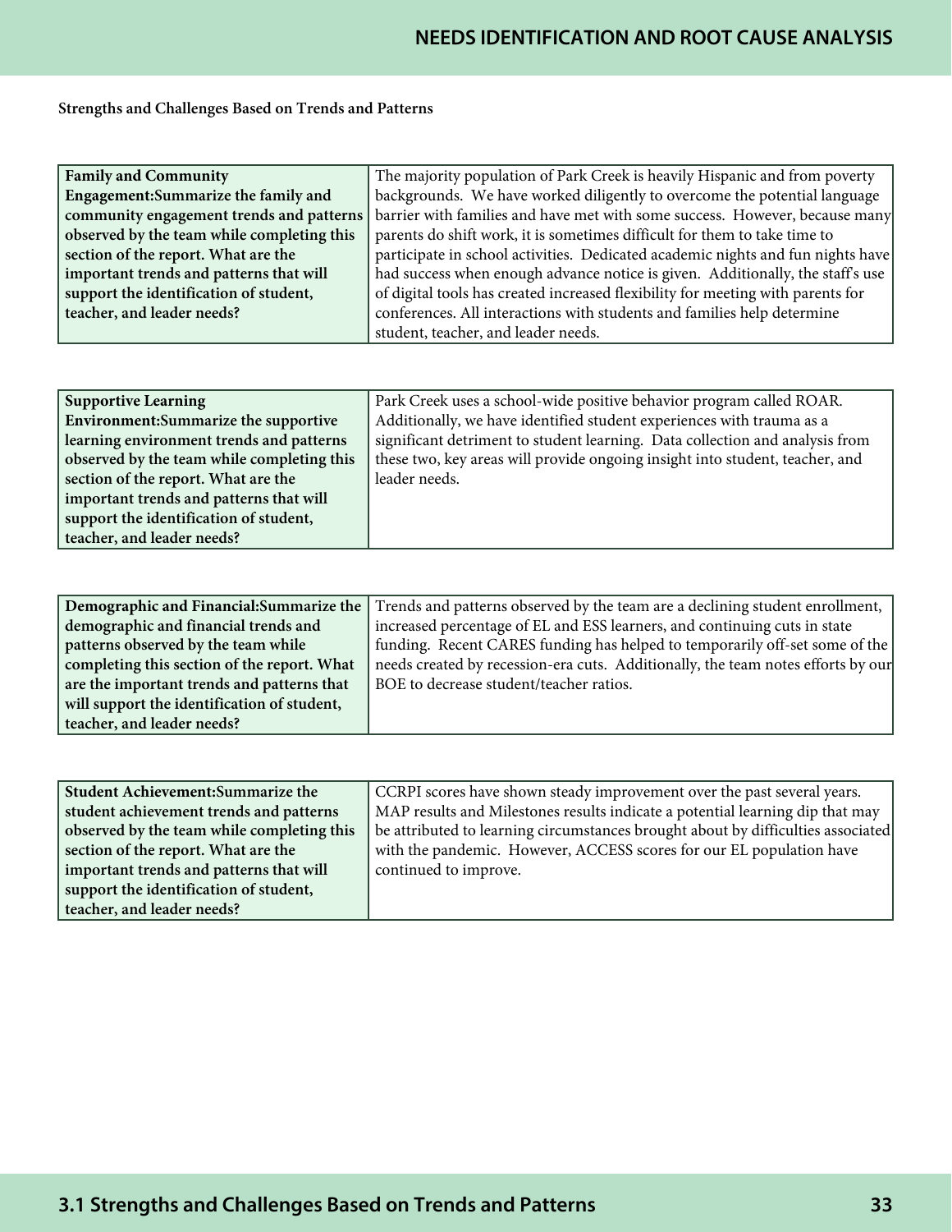**Strengths and Challenges Based on Trends and Patterns**

| | |
|---|---|
| **Family and Community Engagement:Summarize the family and community engagement trends and patterns observed by the team while completing this section of the report. What are the important trends and patterns that will support the identification of student, teacher, and leader needs?** | The majority population of Park Creek is heavily Hispanic and from poverty backgrounds. We have worked diligently to overcome the potential language barrier with families and have met with some success. However, because many parents do shift work, it is sometimes difficult for them to take time to participate in school activities. Dedicated academic nights and fun nights have had success when enough advance notice is given. Additionally, the staff's use of digital tools has created increased flexibility for meeting with parents for conferences. All interactions with students and families help determine student, teacher, and leader needs. |

| | |
|---|---|
| **Supportive Learning Environment:Summarize the supportive learning environment trends and patterns observed by the team while completing this section of the report. What are the important trends and patterns that will support the identification of student, teacher, and leader needs?** | Park Creek uses a school-wide positive behavior program called ROAR. Additionally, we have identified student experiences with trauma as a significant detriment to student learning. Data collection and analysis from these two, key areas will provide ongoing insight into student, teacher, and leader needs. |

| | |
|---|---|
| **Demographic and Financial:Summarize the demographic and financial trends and patterns observed by the team while completing this section of the report. What are the important trends and patterns that will support the identification of student, teacher, and leader needs?** | Trends and patterns observed by the team are a declining student enrollment, increased percentage of EL and ESS learners, and continuing cuts in state funding. Recent CARES funding has helped to temporarily off-set some of the needs created by recession-era cuts. Additionally, the team notes efforts by our BOE to decrease student/teacher ratios. |

| | |
|---|---|
| **Student Achievement:Summarize the student achievement trends and patterns observed by the team while completing this section of the report. What are the important trends and patterns that will support the identification of student, teacher, and leader needs?** | CCRPI scores have shown steady improvement over the past several years. MAP results and Milestones results indicate a potential learning dip that may be attributed to learning circumstances brought about by difficulties associated with the pandemic. However, ACCESS scores for our EL population have continued to improve. |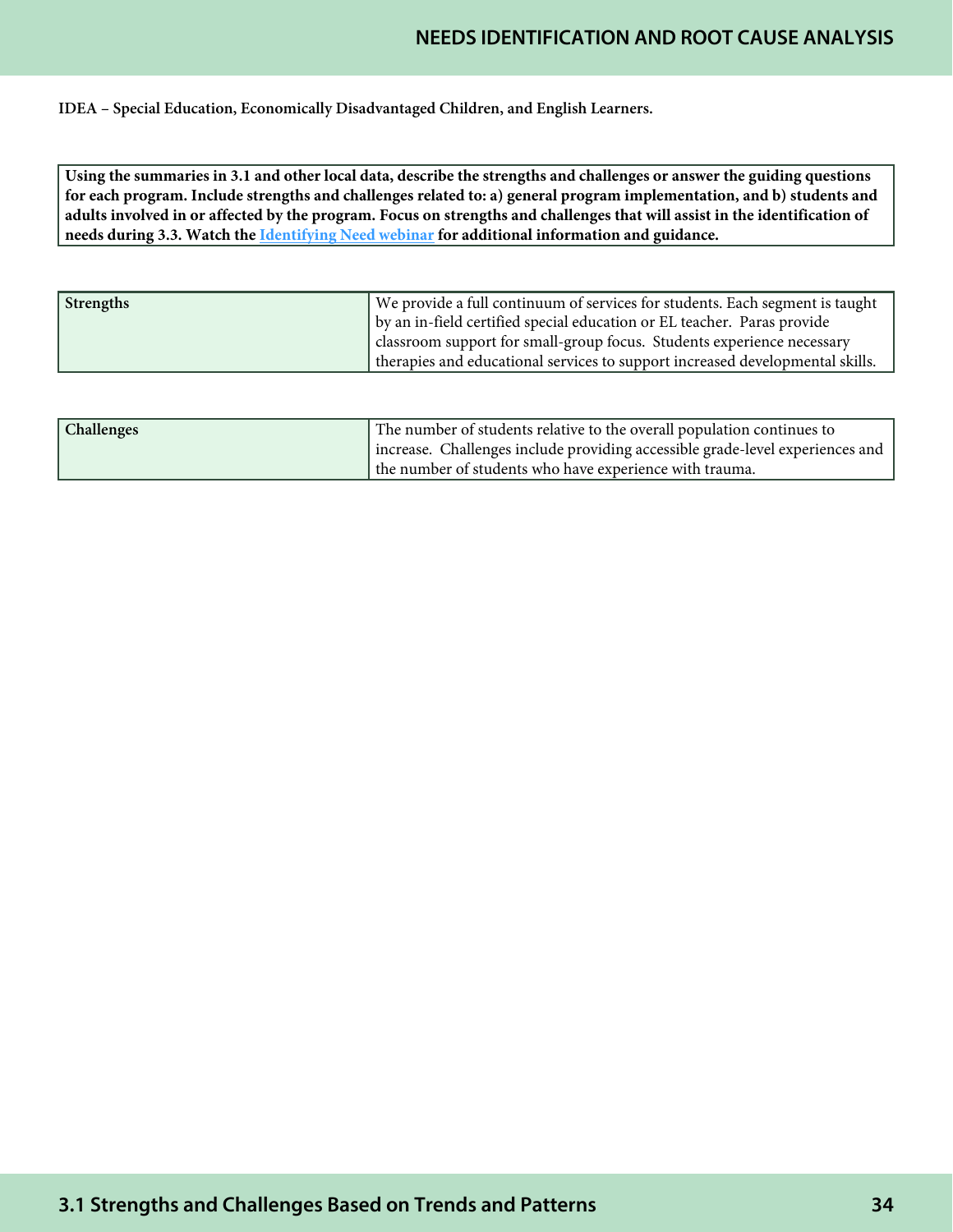**IDEA – Special Education, Economically Disadvantaged Children, and English Learners.**

**Using the summaries in 3.1 and other local data, describe the strengths and challenges or answer the guiding questions for each program. Include strengths and challenges related to: a) general program implementation, and b) students and adults involved in or affected by the program. Focus on strengths and challenges that will assist in the identification of needs during 3.3. Watch the [Identifying Need webinar]() for additional information and guidance.**

| **Strengths** | We provide a full continuum of services for students. Each segment is taught by an in-field certified special education or EL teacher. Paras provide classroom support for small-group focus. Students experience necessary therapies and educational services to support increased developmental skills. |
|---|---|

| **Challenges** | The number of students relative to the overall population continues to increase. Challenges include providing accessible grade-level experiences and the number of students who have experience with trauma. |
|---|---|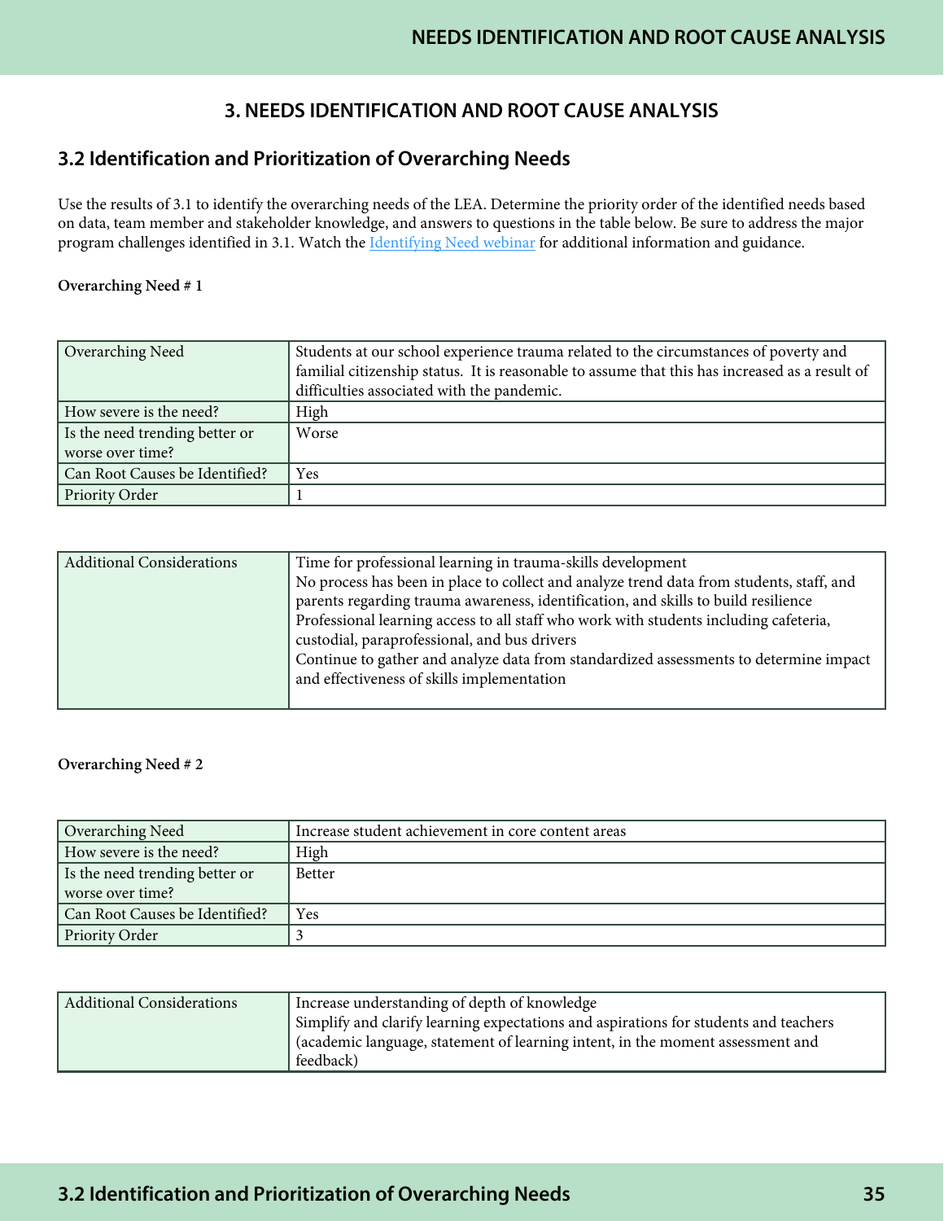# 3. NEEDS IDENTIFICATION AND ROOT CAUSE ANALYSIS

## 3.2 Identification and Prioritization of Overarching Needs

Use the results of 3.1 to identify the overarching needs of the LEA. Determine the priority order of the identified needs based on data, team member and stakeholder knowledge, and answers to questions in the table below. Be sure to address the major program challenges identified in 3.1. Watch the Identifying Need webinar for additional information and guidance.

**Overarching Need # 1**

| | |
|---|---|
| Overarching Need | Students at our school experience trauma related to the circumstances of poverty and familial citizenship status. It is reasonable to assume that this has increased as a result of difficulties associated with the pandemic. |
| How severe is the need? | High |
| Is the need trending better or worse over time? | Worse |
| Can Root Causes be Identified? | Yes |
| Priority Order | 1 |

| | |
|---|---|
| Additional Considerations | Time for professional learning in trauma-skills development<br>No process has been in place to collect and analyze trend data from students, staff, and parents regarding trauma awareness, identification, and skills to build resilience<br>Professional learning access to all staff who work with students including cafeteria, custodial, paraprofessional, and bus drivers<br>Continue to gather and analyze data from standardized assessments to determine impact and effectiveness of skills implementation |

**Overarching Need # 2**

| | |
|---|---|
| Overarching Need | Increase student achievement in core content areas |
| How severe is the need? | High |
| Is the need trending better or worse over time? | Better |
| Can Root Causes be Identified? | Yes |
| Priority Order | 3 |

| | |
|---|---|
| Additional Considerations | Increase understanding of depth of knowledge<br>Simplify and clarify learning expectations and aspirations for students and teachers (academic language, statement of learning intent, in the moment assessment and feedback) |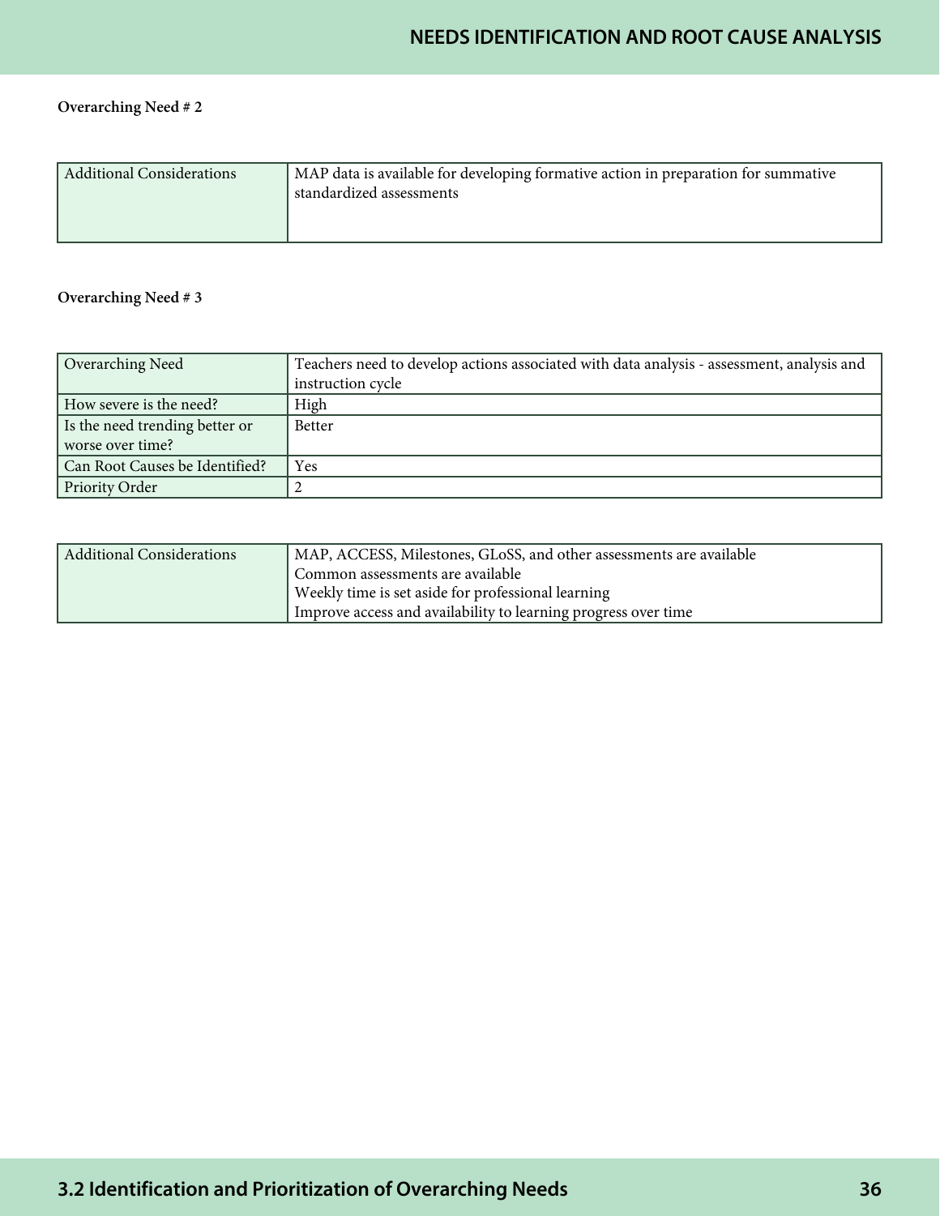**Overarching Need # 2**

| Additional Considerations | MAP data is available for developing formative action in preparation for summative standardized assessments |
|---|---|

**Overarching Need # 3**

| Overarching Need | Teachers need to develop actions associated with data analysis - assessment, analysis and instruction cycle |
|---|---|
| How severe is the need? | High |
| Is the need trending better or worse over time? | Better |
| Can Root Causes be Identified? | Yes |
| Priority Order | 2 |

| Additional Considerations | MAP, ACCESS, Milestones, GLoSS, and other assessments are available<br>Common assessments are available<br>Weekly time is set aside for professional learning<br>Improve access and availability to learning progress over time |
|---|---|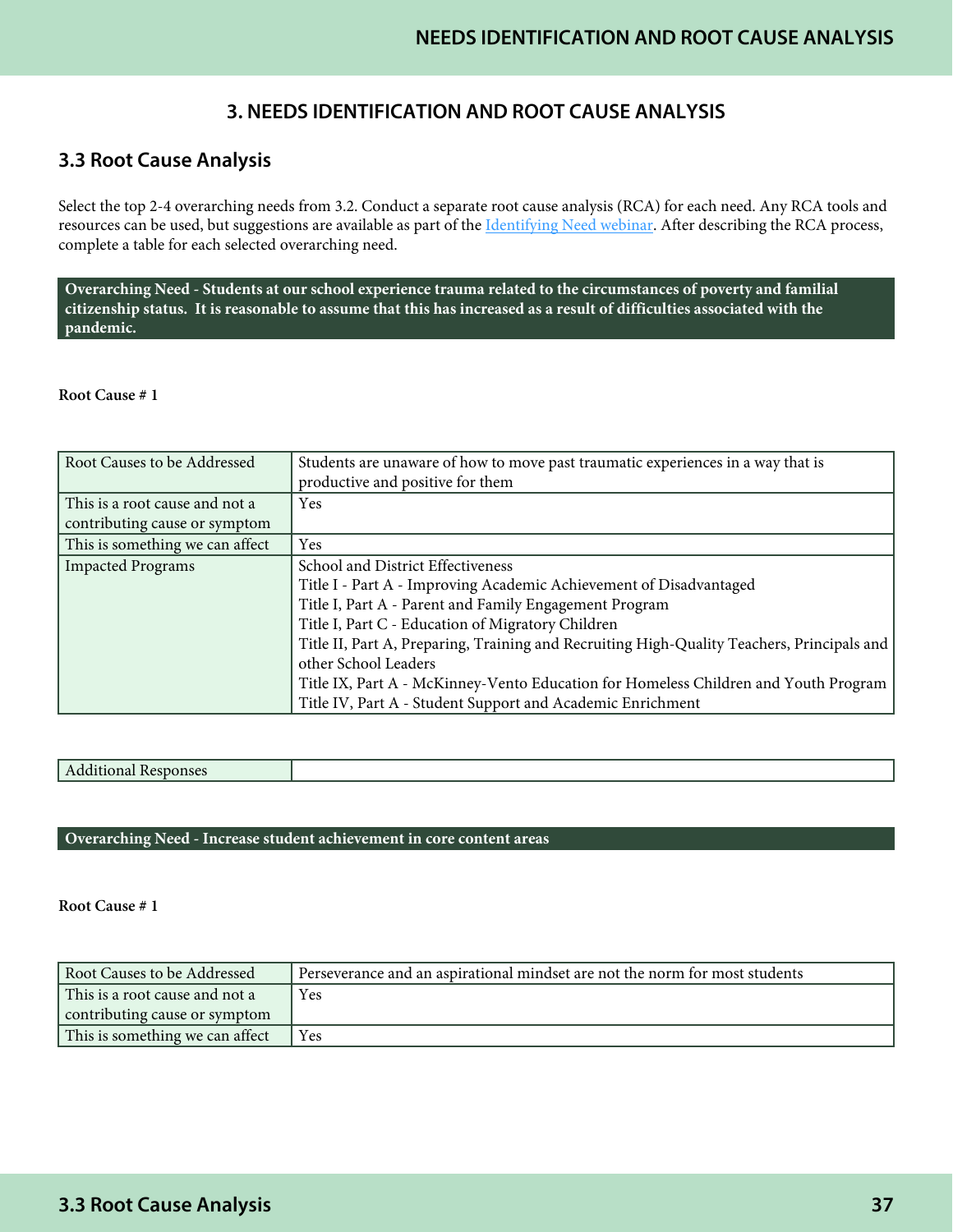## 3. NEEDS IDENTIFICATION AND ROOT CAUSE ANALYSIS

### 3.3 Root Cause Analysis

Select the top 2-4 overarching needs from 3.2. Conduct a separate root cause analysis (RCA) for each need. Any RCA tools and resources can be used, but suggestions are available as part of the [Identifying Need webinar](). After describing the RCA process, complete a table for each selected overarching need.

**Overarching Need - Students at our school experience trauma related to the circumstances of poverty and familial citizenship status. It is reasonable to assume that this has increased as a result of difficulties associated with the pandemic.**

**Root Cause # 1**

| Root Causes to be Addressed | Students are unaware of how to move past traumatic experiences in a way that is productive and positive for them |
|---|---|
| This is a root cause and not a contributing cause or symptom | Yes |
| This is something we can affect | Yes |
| Impacted Programs | School and District Effectiveness<br>Title I - Part A - Improving Academic Achievement of Disadvantaged<br>Title I, Part A - Parent and Family Engagement Program<br>Title I, Part C - Education of Migratory Children<br>Title II, Part A, Preparing, Training and Recruiting High-Quality Teachers, Principals and other School Leaders<br>Title IX, Part A - McKinney-Vento Education for Homeless Children and Youth Program<br>Title IV, Part A - Student Support and Academic Enrichment |

| Additional Responses | |
|---|---|

**Overarching Need - Increase student achievement in core content areas**

**Root Cause # 1**

| Root Causes to be Addressed | Perseverance and an aspirational mindset are not the norm for most students |
|---|---|
| This is a root cause and not a contributing cause or symptom | Yes |
| This is something we can affect | Yes |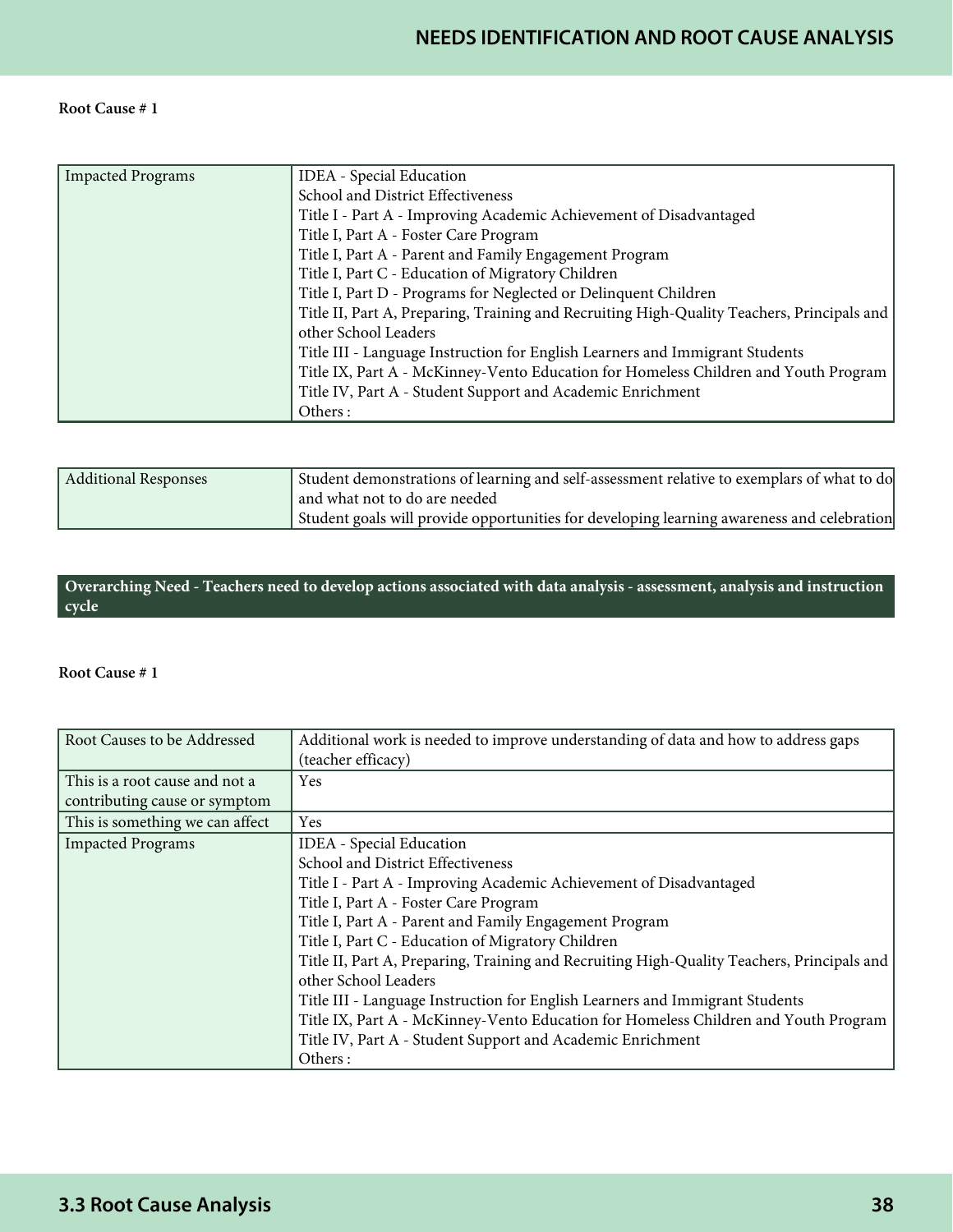**Root Cause # 1**

| | |
|---|---|
| Impacted Programs | IDEA - Special Education<br>School and District Effectiveness<br>Title I - Part A - Improving Academic Achievement of Disadvantaged<br>Title I, Part A - Foster Care Program<br>Title I, Part A - Parent and Family Engagement Program<br>Title I, Part C - Education of Migratory Children<br>Title I, Part D - Programs for Neglected or Delinquent Children<br>Title II, Part A, Preparing, Training and Recruiting High-Quality Teachers, Principals and other School Leaders<br>Title III - Language Instruction for English Learners and Immigrant Students<br>Title IX, Part A - McKinney-Vento Education for Homeless Children and Youth Program<br>Title IV, Part A - Student Support and Academic Enrichment<br>Others : |

| | |
|---|---|
| Additional Responses | Student demonstrations of learning and self-assessment relative to exemplars of what to do and what not to do are needed<br>Student goals will provide opportunities for developing learning awareness and celebration |

**Overarching Need - Teachers need to develop actions associated with data analysis - assessment, analysis and instruction cycle**

**Root Cause # 1**

| | |
|---|---|
| Root Causes to be Addressed | Additional work is needed to improve understanding of data and how to address gaps (teacher efficacy) |
| This is a root cause and not a contributing cause or symptom | Yes |
| This is something we can affect | Yes |
| Impacted Programs | IDEA - Special Education<br>School and District Effectiveness<br>Title I - Part A - Improving Academic Achievement of Disadvantaged<br>Title I, Part A - Foster Care Program<br>Title I, Part A - Parent and Family Engagement Program<br>Title I, Part C - Education of Migratory Children<br>Title II, Part A, Preparing, Training and Recruiting High-Quality Teachers, Principals and other School Leaders<br>Title III - Language Instruction for English Learners and Immigrant Students<br>Title IX, Part A - McKinney-Vento Education for Homeless Children and Youth Program<br>Title IV, Part A - Student Support and Academic Enrichment<br>Others : |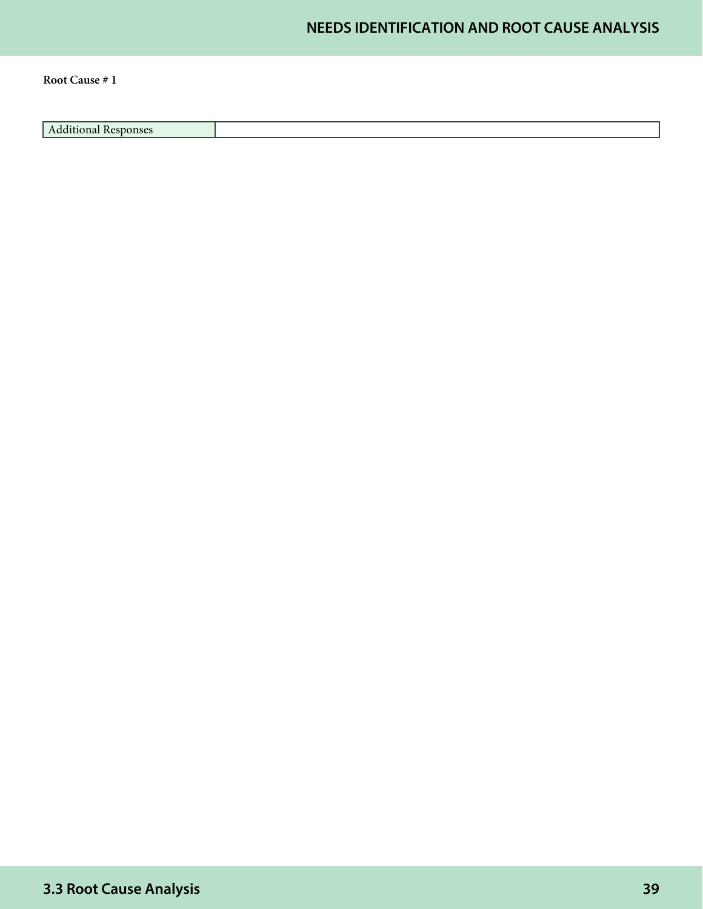**Root Cause # 1**

| | |
|---|---|
| Additional Responses | |